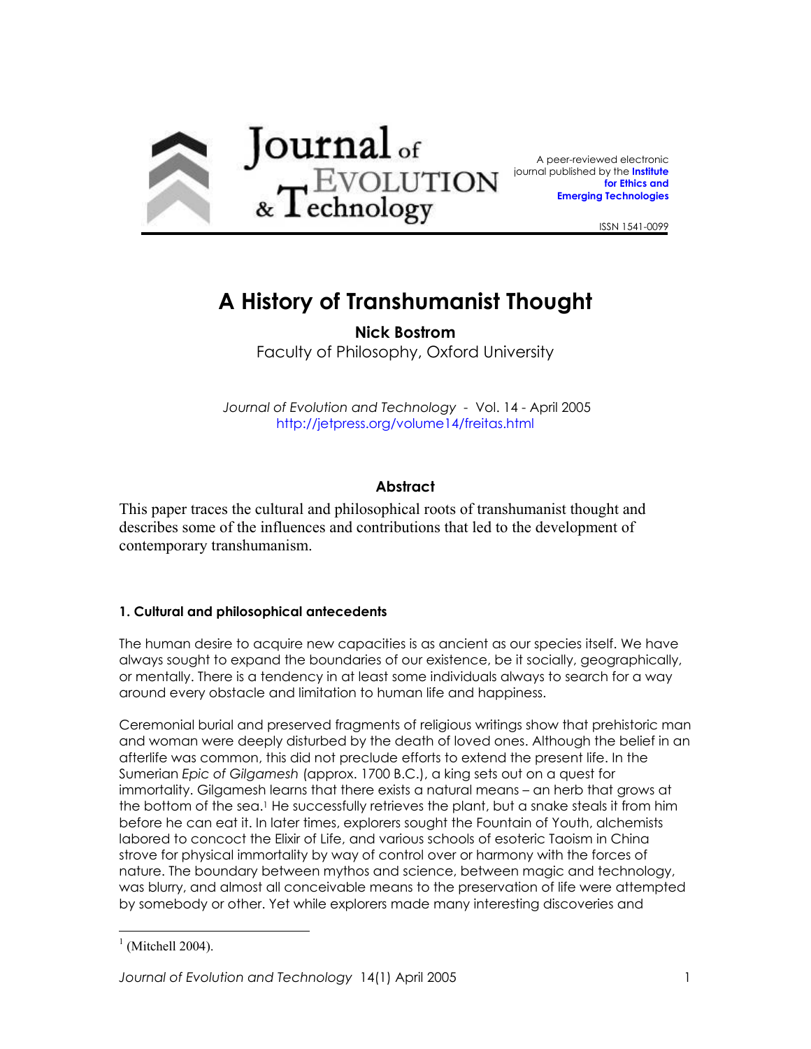Journal of Evolution & Technology

A peer-reviewed electronic journal published by the **Institute for Ethics and Emerging Technologies**

ISSN 1541-0099

# A History of Transhumanist Thought

**Nick Bostrom**
Faculty of Philosophy, Oxford University

*Journal of Evolution and Technology* - Vol. 14 - April 2005
http://jetpress.org/volume14/freitas.html

### Abstract

This paper traces the cultural and philosophical roots of transhumanist thought and describes some of the influences and contributions that led to the development of contemporary transhumanism.

#### 1. Cultural and philosophical antecedents

The human desire to acquire new capacities is as ancient as our species itself. We have always sought to expand the boundaries of our existence, be it socially, geographically, or mentally. There is a tendency in at least some individuals always to search for a way around every obstacle and limitation to human life and happiness.

Ceremonial burial and preserved fragments of religious writings show that prehistoric man and woman were deeply disturbed by the death of loved ones. Although the belief in an afterlife was common, this did not preclude efforts to extend the present life. In the Sumerian *Epic of Gilgamesh* (approx. 1700 B.C.), a king sets out on a quest for immortality. Gilgamesh learns that there exists a natural means – an herb that grows at the bottom of the sea.[1] He successfully retrieves the plant, but a snake steals it from him before he can eat it. In later times, explorers sought the Fountain of Youth, alchemists labored to concoct the Elixir of Life, and various schools of esoteric Taoism in China strove for physical immortality by way of control over or harmony with the forces of nature. The boundary between mythos and science, between magic and technology, was blurry, and almost all conceivable means to the preservation of life were attempted by somebody or other. Yet while explorers made many interesting discoveries and

[1] (Mitchell 2004).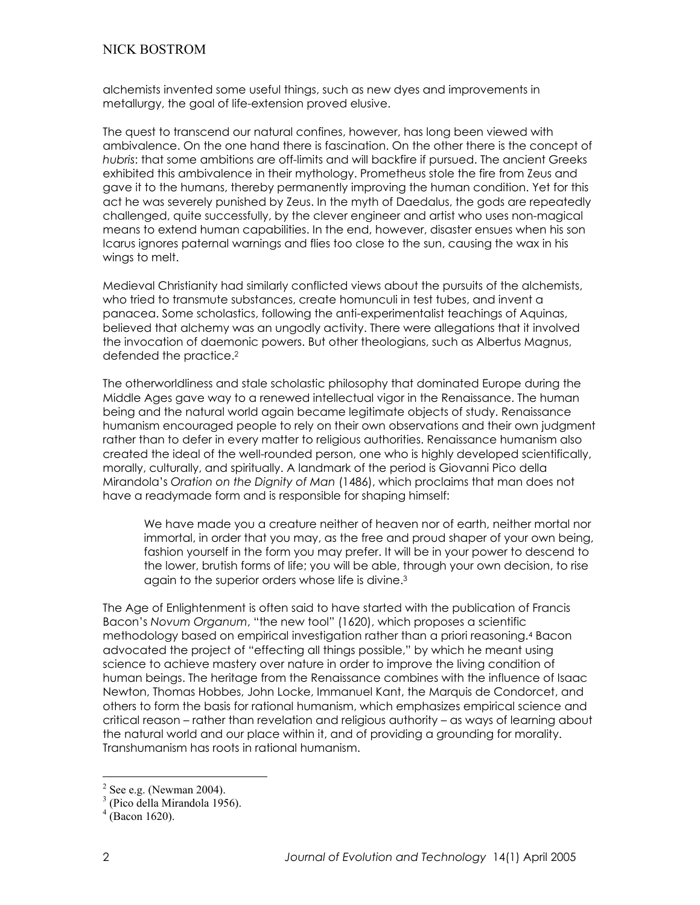alchemists invented some useful things, such as new dyes and improvements in metallurgy, the goal of life-extension proved elusive.

The quest to transcend our natural confines, however, has long been viewed with ambivalence. On the one hand there is fascination. On the other there is the concept of *hubris*: that some ambitions are off-limits and will backfire if pursued. The ancient Greeks exhibited this ambivalence in their mythology. Prometheus stole the fire from Zeus and gave it to the humans, thereby permanently improving the human condition. Yet for this act he was severely punished by Zeus. In the myth of Daedalus, the gods are repeatedly challenged, quite successfully, by the clever engineer and artist who uses non-magical means to extend human capabilities. In the end, however, disaster ensues when his son Icarus ignores paternal warnings and flies too close to the sun, causing the wax in his wings to melt.

Medieval Christianity had similarly conflicted views about the pursuits of the alchemists, who tried to transmute substances, create homunculi in test tubes, and invent a panacea. Some scholastics, following the anti-experimentalist teachings of Aquinas, believed that alchemy was an ungodly activity. There were allegations that it involved the invocation of daemonic powers. But other theologians, such as Albertus Magnus, defended the practice.[2]

The otherworldliness and stale scholastic philosophy that dominated Europe during the Middle Ages gave way to a renewed intellectual vigor in the Renaissance. The human being and the natural world again became legitimate objects of study. Renaissance humanism encouraged people to rely on their own observations and their own judgment rather than to defer in every matter to religious authorities. Renaissance humanism also created the ideal of the well-rounded person, one who is highly developed scientifically, morally, culturally, and spiritually. A landmark of the period is Giovanni Pico della Mirandola's *Oration on the Dignity of Man* (1486), which proclaims that man does not have a readymade form and is responsible for shaping himself:

> We have made you a creature neither of heaven nor of earth, neither mortal nor immortal, in order that you may, as the free and proud shaper of your own being, fashion yourself in the form you may prefer. It will be in your power to descend to the lower, brutish forms of life; you will be able, through your own decision, to rise again to the superior orders whose life is divine.[3]

The Age of Enlightenment is often said to have started with the publication of Francis Bacon's *Novum Organum*, "the new tool" (1620), which proposes a scientific methodology based on empirical investigation rather than a priori reasoning.[4] Bacon advocated the project of "effecting all things possible," by which he meant using science to achieve mastery over nature in order to improve the living condition of human beings. The heritage from the Renaissance combines with the influence of Isaac Newton, Thomas Hobbes, John Locke, Immanuel Kant, the Marquis de Condorcet, and others to form the basis for rational humanism, which emphasizes empirical science and critical reason – rather than revelation and religious authority – as ways of learning about the natural world and our place within it, and of providing a grounding for morality. Transhumanism has roots in rational humanism.

---

[2] See e.g. (Newman 2004).

[3] (Pico della Mirandola 1956).

[4] (Bacon 1620).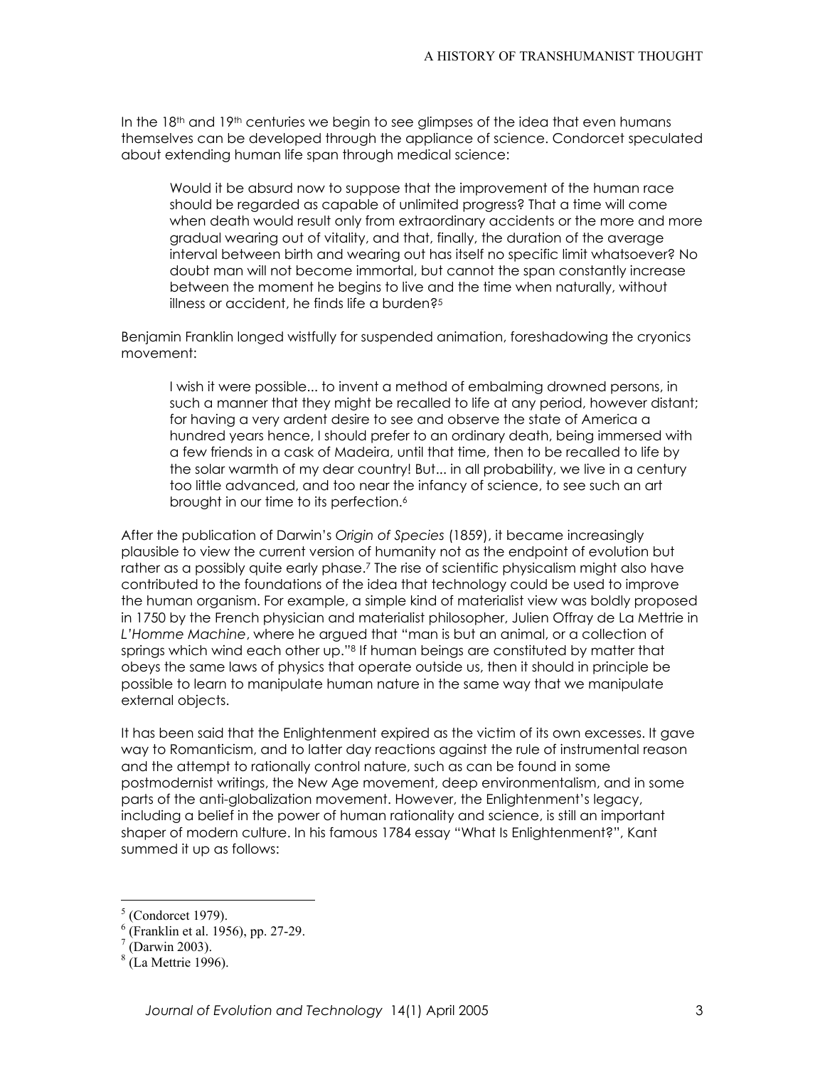In the 18th and 19th centuries we begin to see glimpses of the idea that even humans themselves can be developed through the appliance of science. Condorcet speculated about extending human life span through medical science:

> Would it be absurd now to suppose that the improvement of the human race should be regarded as capable of unlimited progress? That a time will come when death would result only from extraordinary accidents or the more and more gradual wearing out of vitality, and that, finally, the duration of the average interval between birth and wearing out has itself no specific limit whatsoever? No doubt man will not become immortal, but cannot the span constantly increase between the moment he begins to live and the time when naturally, without illness or accident, he finds life a burden?[5]

Benjamin Franklin longed wistfully for suspended animation, foreshadowing the cryonics movement:

> I wish it were possible... to invent a method of embalming drowned persons, in such a manner that they might be recalled to life at any period, however distant; for having a very ardent desire to see and observe the state of America a hundred years hence, I should prefer to an ordinary death, being immersed with a few friends in a cask of Madeira, until that time, then to be recalled to life by the solar warmth of my dear country! But... in all probability, we live in a century too little advanced, and too near the infancy of science, to see such an art brought in our time to its perfection.[6]

After the publication of Darwin's *Origin of Species* (1859), it became increasingly plausible to view the current version of humanity not as the endpoint of evolution but rather as a possibly quite early phase.[7] The rise of scientific physicalism might also have contributed to the foundations of the idea that technology could be used to improve the human organism. For example, a simple kind of materialist view was boldly proposed in 1750 by the French physician and materialist philosopher, Julien Offray de La Mettrie in *L'Homme Machine*, where he argued that "man is but an animal, or a collection of springs which wind each other up."[8] If human beings are constituted by matter that obeys the same laws of physics that operate outside us, then it should in principle be possible to learn to manipulate human nature in the same way that we manipulate external objects.

It has been said that the Enlightenment expired as the victim of its own excesses. It gave way to Romanticism, and to latter day reactions against the rule of instrumental reason and the attempt to rationally control nature, such as can be found in some postmodernist writings, the New Age movement, deep environmentalism, and in some parts of the anti-globalization movement. However, the Enlightenment's legacy, including a belief in the power of human rationality and science, is still an important shaper of modern culture. In his famous 1784 essay "What Is Enlightenment?", Kant summed it up as follows:

---

[5] (Condorcet 1979).

[6] (Franklin et al. 1956), pp. 27-29.

[7] (Darwin 2003).

[8] (La Mettrie 1996).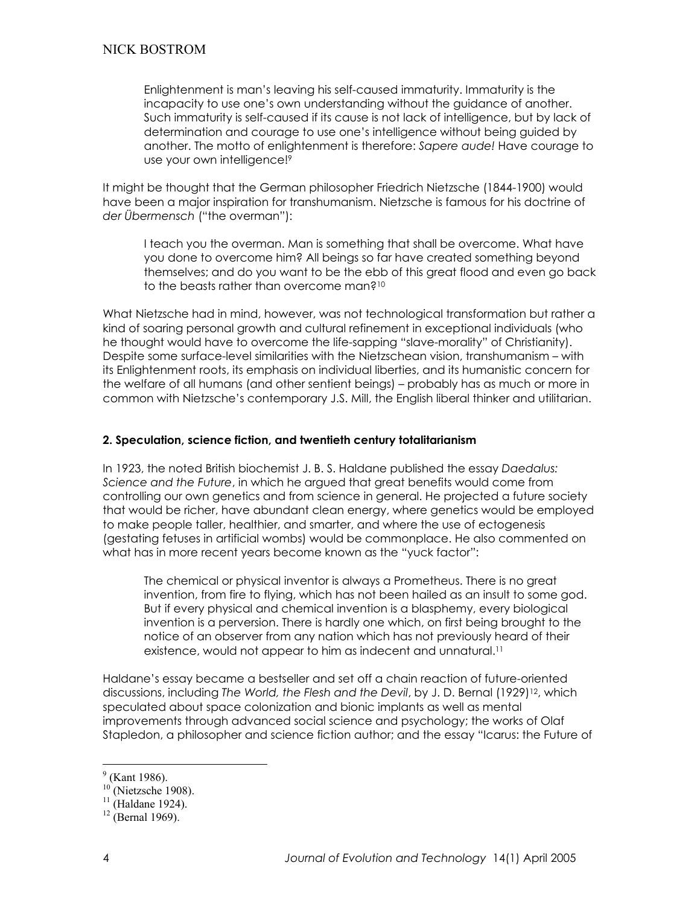> Enlightenment is man's leaving his self-caused immaturity. Immaturity is the incapacity to use one's own understanding without the guidance of another. Such immaturity is self-caused if its cause is not lack of intelligence, but by lack of determination and courage to use one's intelligence without being guided by another. The motto of enlightenment is therefore: *Sapere aude!* Have courage to use your own intelligence![9]

It might be thought that the German philosopher Friedrich Nietzsche (1844-1900) would have been a major inspiration for transhumanism. Nietzsche is famous for his doctrine of *der Übermensch* ("the overman"):

> I teach you the overman. Man is something that shall be overcome. What have you done to overcome him? All beings so far have created something beyond themselves; and do you want to be the ebb of this great flood and even go back to the beasts rather than overcome man?[10]

What Nietzsche had in mind, however, was not technological transformation but rather a kind of soaring personal growth and cultural refinement in exceptional individuals (who he thought would have to overcome the life-sapping "slave-morality" of Christianity). Despite some surface-level similarities with the Nietzschean vision, transhumanism – with its Enlightenment roots, its emphasis on individual liberties, and its humanistic concern for the welfare of all humans (and other sentient beings) – probably has as much or more in common with Nietzsche's contemporary J.S. Mill, the English liberal thinker and utilitarian.

### 2. Speculation, science fiction, and twentieth century totalitarianism

In 1923, the noted British biochemist J. B. S. Haldane published the essay *Daedalus: Science and the Future*, in which he argued that great benefits would come from controlling our own genetics and from science in general. He projected a future society that would be richer, have abundant clean energy, where genetics would be employed to make people taller, healthier, and smarter, and where the use of ectogenesis (gestating fetuses in artificial wombs) would be commonplace. He also commented on what has in more recent years become known as the "yuck factor":

> The chemical or physical inventor is always a Prometheus. There is no great invention, from fire to flying, which has not been hailed as an insult to some god. But if every physical and chemical invention is a blasphemy, every biological invention is a perversion. There is hardly one which, on first being brought to the notice of an observer from any nation which has not previously heard of their existence, would not appear to him as indecent and unnatural.[11]

Haldane's essay became a bestseller and set off a chain reaction of future-oriented discussions, including *The World, the Flesh and the Devil*, by J. D. Bernal (1929)[12], which speculated about space colonization and bionic implants as well as mental improvements through advanced social science and psychology; the works of Olaf Stapledon, a philosopher and science fiction author; and the essay "Icarus: the Future of

---

[9] (Kant 1986).
[10] (Nietzsche 1908).
[11] (Haldane 1924).
[12] (Bernal 1969).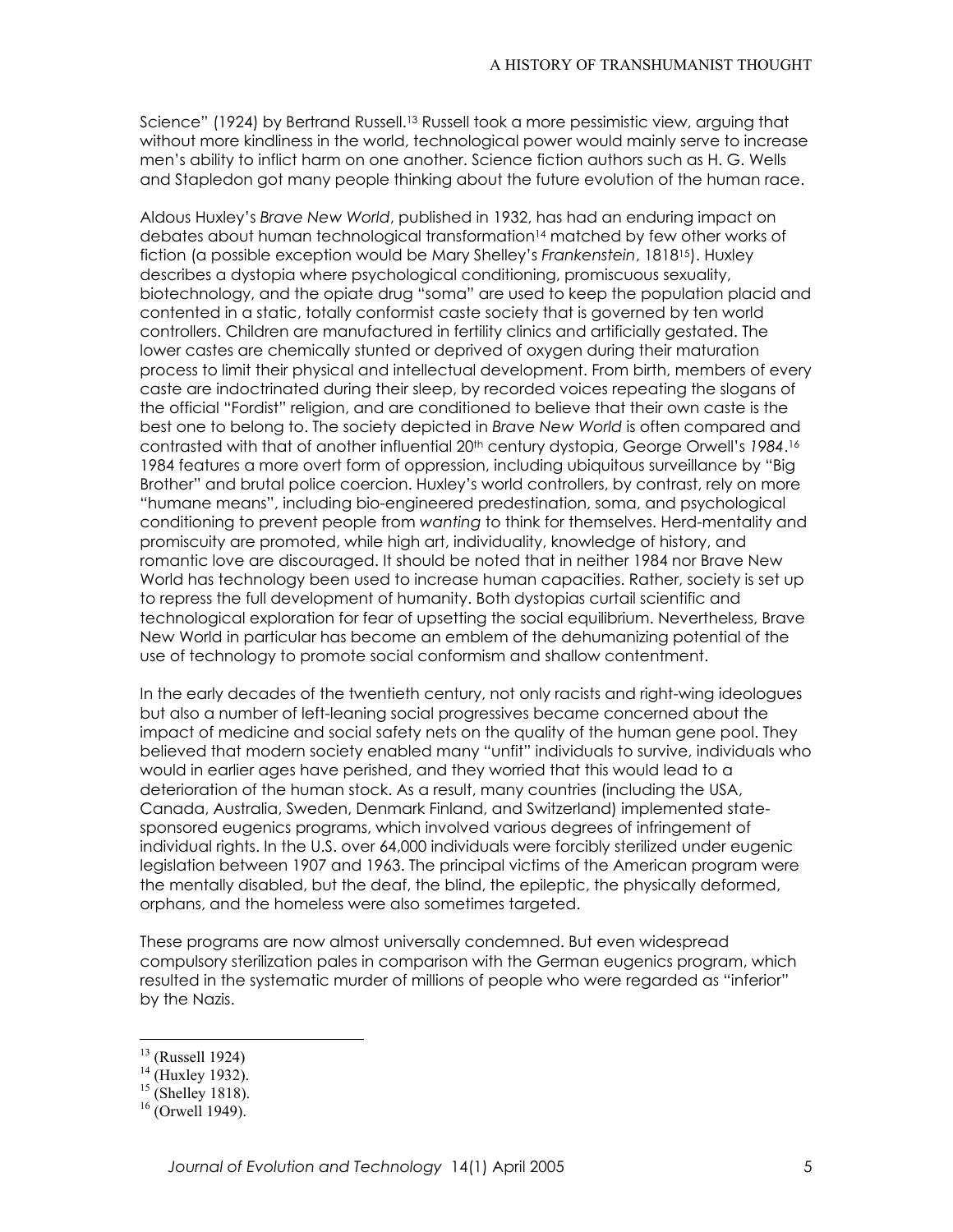Science" (1924) by Bertrand Russell.[13] Russell took a more pessimistic view, arguing that without more kindliness in the world, technological power would mainly serve to increase men's ability to inflict harm on one another. Science fiction authors such as H. G. Wells and Stapledon got many people thinking about the future evolution of the human race.

Aldous Huxley's *Brave New World*, published in 1932, has had an enduring impact on debates about human technological transformation[14] matched by few other works of fiction (a possible exception would be Mary Shelley's *Frankenstein*, 1818[15]). Huxley describes a dystopia where psychological conditioning, promiscuous sexuality, biotechnology, and the opiate drug "soma" are used to keep the population placid and contented in a static, totally conformist caste society that is governed by ten world controllers. Children are manufactured in fertility clinics and artificially gestated. The lower castes are chemically stunted or deprived of oxygen during their maturation process to limit their physical and intellectual development. From birth, members of every caste are indoctrinated during their sleep, by recorded voices repeating the slogans of the official "Fordist" religion, and are conditioned to believe that their own caste is the best one to belong to. The society depicted in *Brave New World* is often compared and contrasted with that of another influential 20th century dystopia, George Orwell's *1984*.[16] 1984 features a more overt form of oppression, including ubiquitous surveillance by "Big Brother" and brutal police coercion. Huxley's world controllers, by contrast, rely on more "humane means", including bio-engineered predestination, soma, and psychological conditioning to prevent people from *wanting* to think for themselves. Herd-mentality and promiscuity are promoted, while high art, individuality, knowledge of history, and romantic love are discouraged. It should be noted that in neither 1984 nor Brave New World has technology been used to increase human capacities. Rather, society is set up to repress the full development of humanity. Both dystopias curtail scientific and technological exploration for fear of upsetting the social equilibrium. Nevertheless, Brave New World in particular has become an emblem of the dehumanizing potential of the use of technology to promote social conformism and shallow contentment.

In the early decades of the twentieth century, not only racists and right-wing ideologues but also a number of left-leaning social progressives became concerned about the impact of medicine and social safety nets on the quality of the human gene pool. They believed that modern society enabled many "unfit" individuals to survive, individuals who would in earlier ages have perished, and they worried that this would lead to a deterioration of the human stock. As a result, many countries (including the USA, Canada, Australia, Sweden, Denmark Finland, and Switzerland) implemented state-sponsored eugenics programs, which involved various degrees of infringement of individual rights. In the U.S. over 64,000 individuals were forcibly sterilized under eugenic legislation between 1907 and 1963. The principal victims of the American program were the mentally disabled, but the deaf, the blind, the epileptic, the physically deformed, orphans, and the homeless were also sometimes targeted.

These programs are now almost universally condemned. But even widespread compulsory sterilization pales in comparison with the German eugenics program, which resulted in the systematic murder of millions of people who were regarded as "inferior" by the Nazis.

---

[13] (Russell 1924)

[14] (Huxley 1932).

[15] (Shelley 1818).

[16] (Orwell 1949).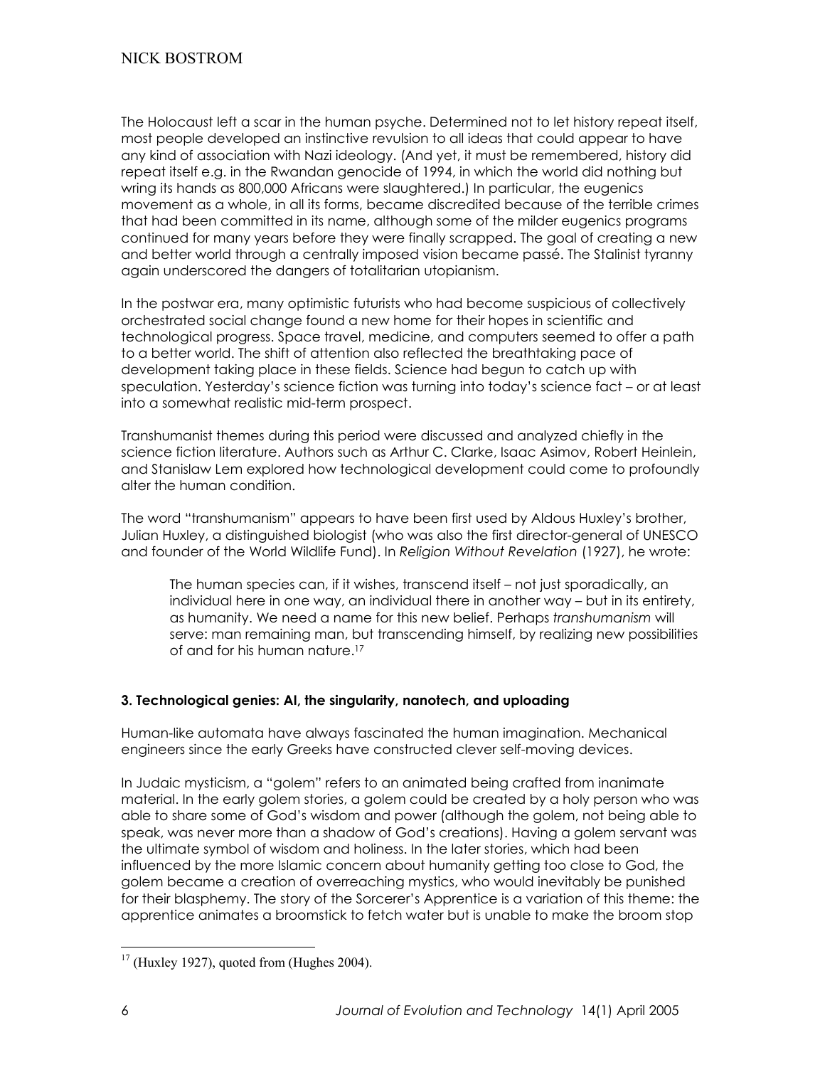The Holocaust left a scar in the human psyche. Determined not to let history repeat itself, most people developed an instinctive revulsion to all ideas that could appear to have any kind of association with Nazi ideology. (And yet, it must be remembered, history did repeat itself e.g. in the Rwandan genocide of 1994, in which the world did nothing but wring its hands as 800,000 Africans were slaughtered.) In particular, the eugenics movement as a whole, in all its forms, became discredited because of the terrible crimes that had been committed in its name, although some of the milder eugenics programs continued for many years before they were finally scrapped. The goal of creating a new and better world through a centrally imposed vision became passé. The Stalinist tyranny again underscored the dangers of totalitarian utopianism.

In the postwar era, many optimistic futurists who had become suspicious of collectively orchestrated social change found a new home for their hopes in scientific and technological progress. Space travel, medicine, and computers seemed to offer a path to a better world. The shift of attention also reflected the breathtaking pace of development taking place in these fields. Science had begun to catch up with speculation. Yesterday's science fiction was turning into today's science fact – or at least into a somewhat realistic mid-term prospect.

Transhumanist themes during this period were discussed and analyzed chiefly in the science fiction literature. Authors such as Arthur C. Clarke, Isaac Asimov, Robert Heinlein, and Stanislaw Lem explored how technological development could come to profoundly alter the human condition.

The word "transhumanism" appears to have been first used by Aldous Huxley's brother, Julian Huxley, a distinguished biologist (who was also the first director-general of UNESCO and founder of the World Wildlife Fund). In *Religion Without Revelation* (1927), he wrote:

> The human species can, if it wishes, transcend itself – not just sporadically, an individual here in one way, an individual there in another way – but in its entirety, as humanity. We need a name for this new belief. Perhaps *transhumanism* will serve: man remaining man, but transcending himself, by realizing new possibilities of and for his human nature.[17]

### 3. Technological genies: AI, the singularity, nanotech, and uploading

Human-like automata have always fascinated the human imagination. Mechanical engineers since the early Greeks have constructed clever self-moving devices.

In Judaic mysticism, a "golem" refers to an animated being crafted from inanimate material. In the early golem stories, a golem could be created by a holy person who was able to share some of God's wisdom and power (although the golem, not being able to speak, was never more than a shadow of God's creations). Having a golem servant was the ultimate symbol of wisdom and holiness. In the later stories, which had been influenced by the more Islamic concern about humanity getting too close to God, the golem became a creation of overreaching mystics, who would inevitably be punished for their blasphemy. The story of the Sorcerer's Apprentice is a variation of this theme: the apprentice animates a broomstick to fetch water but is unable to make the broom stop

---

[17] (Huxley 1927), quoted from (Hughes 2004).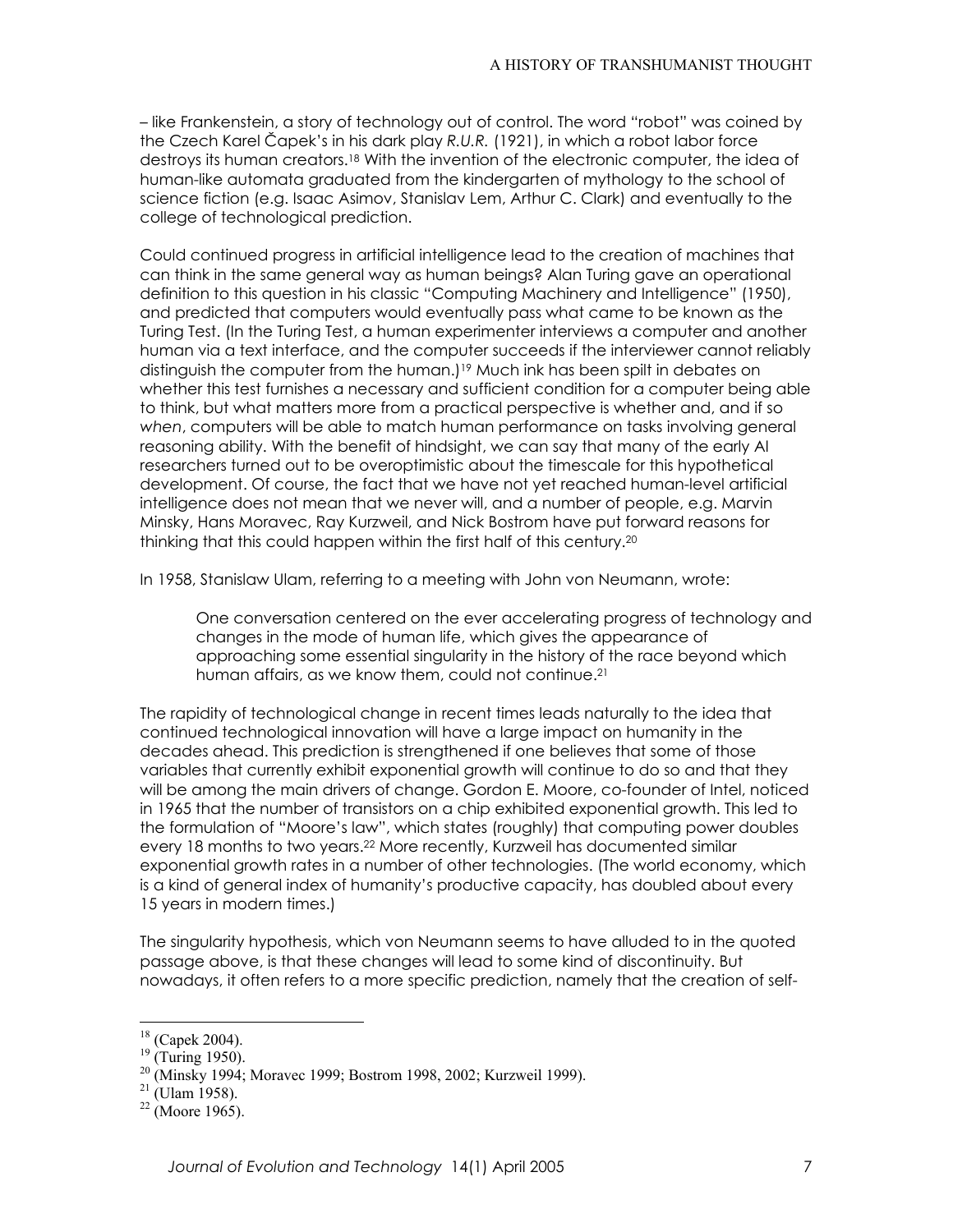– like Frankenstein, a story of technology out of control. The word "robot" was coined by the Czech Karel Čapek's in his dark play *R.U.R.* (1921), in which a robot labor force destroys its human creators.[18] With the invention of the electronic computer, the idea of human-like automata graduated from the kindergarten of mythology to the school of science fiction (e.g. Isaac Asimov, Stanislav Lem, Arthur C. Clark) and eventually to the college of technological prediction.

Could continued progress in artificial intelligence lead to the creation of machines that can think in the same general way as human beings? Alan Turing gave an operational definition to this question in his classic "Computing Machinery and Intelligence" (1950), and predicted that computers would eventually pass what came to be known as the Turing Test. (In the Turing Test, a human experimenter interviews a computer and another human via a text interface, and the computer succeeds if the interviewer cannot reliably distinguish the computer from the human.)[19] Much ink has been spilt in debates on whether this test furnishes a necessary and sufficient condition for a computer being able to think, but what matters more from a practical perspective is whether and, and if so *when*, computers will be able to match human performance on tasks involving general reasoning ability. With the benefit of hindsight, we can say that many of the early AI researchers turned out to be overoptimistic about the timescale for this hypothetical development. Of course, the fact that we have not yet reached human-level artificial intelligence does not mean that we never will, and a number of people, e.g. Marvin Minsky, Hans Moravec, Ray Kurzweil, and Nick Bostrom have put forward reasons for thinking that this could happen within the first half of this century.[20]

In 1958, Stanislaw Ulam, referring to a meeting with John von Neumann, wrote:

> One conversation centered on the ever accelerating progress of technology and changes in the mode of human life, which gives the appearance of approaching some essential singularity in the history of the race beyond which human affairs, as we know them, could not continue.[21]

The rapidity of technological change in recent times leads naturally to the idea that continued technological innovation will have a large impact on humanity in the decades ahead. This prediction is strengthened if one believes that some of those variables that currently exhibit exponential growth will continue to do so and that they will be among the main drivers of change. Gordon E. Moore, co-founder of Intel, noticed in 1965 that the number of transistors on a chip exhibited exponential growth. This led to the formulation of "Moore's law", which states (roughly) that computing power doubles every 18 months to two years.[22] More recently, Kurzweil has documented similar exponential growth rates in a number of other technologies. (The world economy, which is a kind of general index of humanity's productive capacity, has doubled about every 15 years in modern times.)

The singularity hypothesis, which von Neumann seems to have alluded to in the quoted passage above, is that these changes will lead to some kind of discontinuity. But nowadays, it often refers to a more specific prediction, namely that the creation of self-

---

[18] (Capek 2004).

[19] (Turing 1950).

[20] (Minsky 1994; Moravec 1999; Bostrom 1998, 2002; Kurzweil 1999).

[21] (Ulam 1958).

[22] (Moore 1965).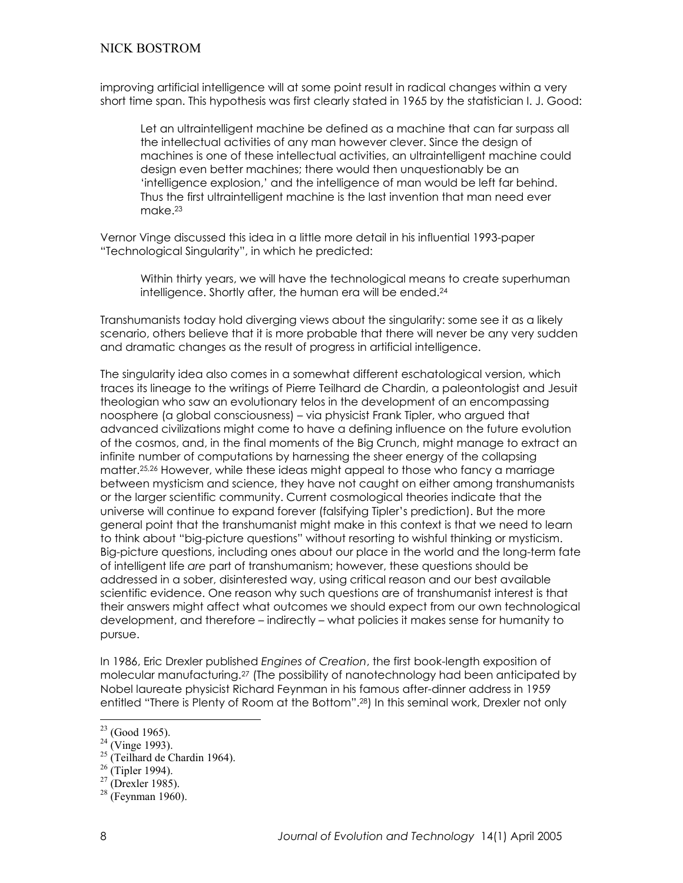improving artificial intelligence will at some point result in radical changes within a very short time span. This hypothesis was first clearly stated in 1965 by the statistician I. J. Good:

> Let an ultraintelligent machine be defined as a machine that can far surpass all the intellectual activities of any man however clever. Since the design of machines is one of these intellectual activities, an ultraintelligent machine could design even better machines; there would then unquestionably be an 'intelligence explosion,' and the intelligence of man would be left far behind. Thus the first ultraintelligent machine is the last invention that man need ever make.[23]

Vernor Vinge discussed this idea in a little more detail in his influential 1993-paper "Technological Singularity", in which he predicted:

> Within thirty years, we will have the technological means to create superhuman intelligence. Shortly after, the human era will be ended.[24]

Transhumanists today hold diverging views about the singularity: some see it as a likely scenario, others believe that it is more probable that there will never be any very sudden and dramatic changes as the result of progress in artificial intelligence.

The singularity idea also comes in a somewhat different eschatological version, which traces its lineage to the writings of Pierre Teilhard de Chardin, a paleontologist and Jesuit theologian who saw an evolutionary telos in the development of an encompassing noosphere (a global consciousness) – via physicist Frank Tipler, who argued that advanced civilizations might come to have a defining influence on the future evolution of the cosmos, and, in the final moments of the Big Crunch, might manage to extract an infinite number of computations by harnessing the sheer energy of the collapsing matter.[25,26] However, while these ideas might appeal to those who fancy a marriage between mysticism and science, they have not caught on either among transhumanists or the larger scientific community. Current cosmological theories indicate that the universe will continue to expand forever (falsifying Tipler's prediction). But the more general point that the transhumanist might make in this context is that we need to learn to think about "big-picture questions" without resorting to wishful thinking or mysticism. Big-picture questions, including ones about our place in the world and the long-term fate of intelligent life *are* part of transhumanism; however, these questions should be addressed in a sober, disinterested way, using critical reason and our best available scientific evidence. One reason why such questions are of transhumanist interest is that their answers might affect what outcomes we should expect from our own technological development, and therefore – indirectly – what policies it makes sense for humanity to pursue.

In 1986, Eric Drexler published *Engines of Creation*, the first book-length exposition of molecular manufacturing.[27] (The possibility of nanotechnology had been anticipated by Nobel laureate physicist Richard Feynman in his famous after-dinner address in 1959 entitled "There is Plenty of Room at the Bottom".[28]) In this seminal work, Drexler not only

---

[23] (Good 1965).
[24] (Vinge 1993).
[25] (Teilhard de Chardin 1964).
[26] (Tipler 1994).
[27] (Drexler 1985).
[28] (Feynman 1960).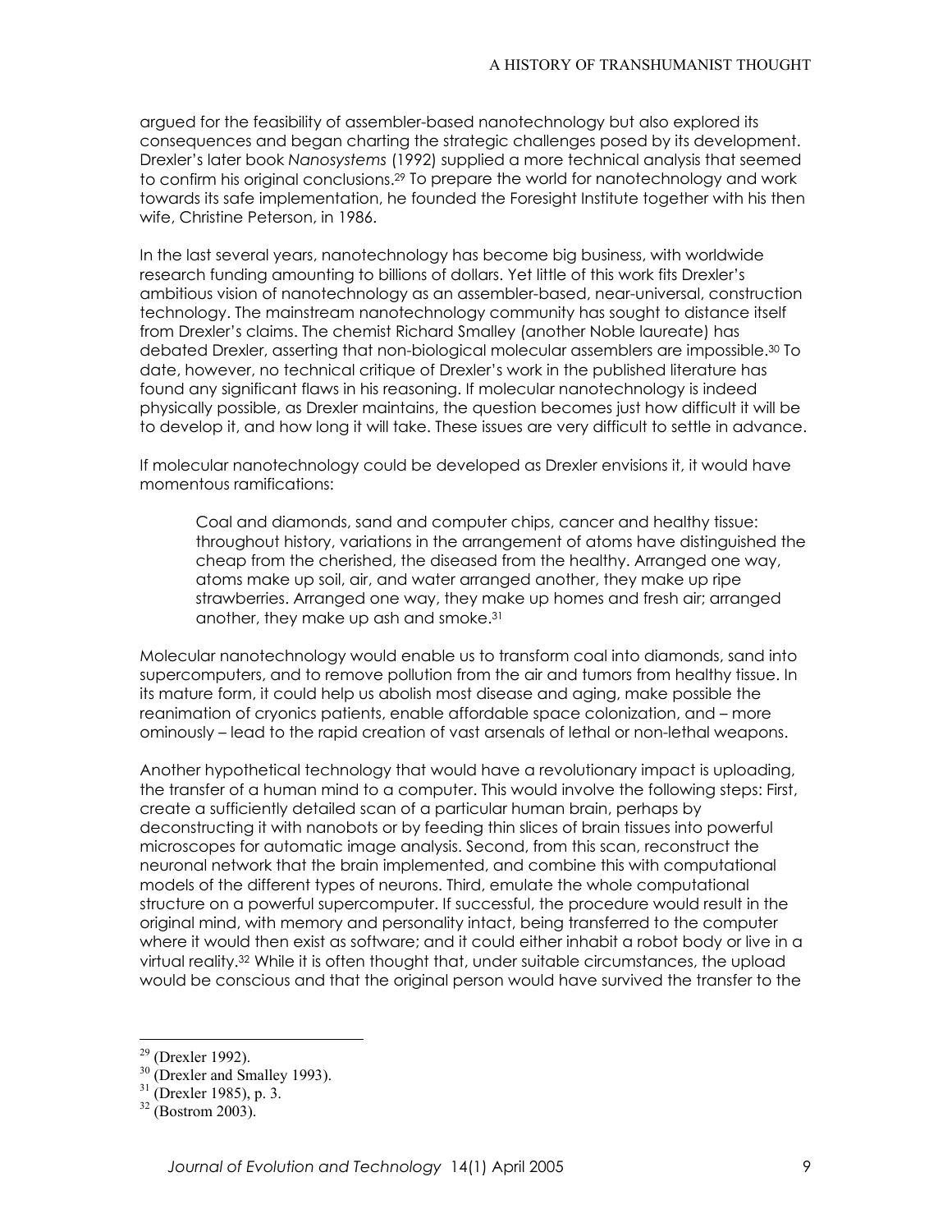argued for the feasibility of assembler-based nanotechnology but also explored its consequences and began charting the strategic challenges posed by its development. Drexler's later book *Nanosystems* (1992) supplied a more technical analysis that seemed to confirm his original conclusions.[29] To prepare the world for nanotechnology and work towards its safe implementation, he founded the Foresight Institute together with his then wife, Christine Peterson, in 1986.

In the last several years, nanotechnology has become big business, with worldwide research funding amounting to billions of dollars. Yet little of this work fits Drexler's ambitious vision of nanotechnology as an assembler-based, near-universal, construction technology. The mainstream nanotechnology community has sought to distance itself from Drexler's claims. The chemist Richard Smalley (another Noble laureate) has debated Drexler, asserting that non-biological molecular assemblers are impossible.[30] To date, however, no technical critique of Drexler's work in the published literature has found any significant flaws in his reasoning. If molecular nanotechnology is indeed physically possible, as Drexler maintains, the question becomes just how difficult it will be to develop it, and how long it will take. These issues are very difficult to settle in advance.

If molecular nanotechnology could be developed as Drexler envisions it, it would have momentous ramifications:

> Coal and diamonds, sand and computer chips, cancer and healthy tissue: throughout history, variations in the arrangement of atoms have distinguished the cheap from the cherished, the diseased from the healthy. Arranged one way, atoms make up soil, air, and water arranged another, they make up ripe strawberries. Arranged one way, they make up homes and fresh air; arranged another, they make up ash and smoke.[31]

Molecular nanotechnology would enable us to transform coal into diamonds, sand into supercomputers, and to remove pollution from the air and tumors from healthy tissue. In its mature form, it could help us abolish most disease and aging, make possible the reanimation of cryonics patients, enable affordable space colonization, and – more ominously – lead to the rapid creation of vast arsenals of lethal or non-lethal weapons.

Another hypothetical technology that would have a revolutionary impact is uploading, the transfer of a human mind to a computer. This would involve the following steps: First, create a sufficiently detailed scan of a particular human brain, perhaps by deconstructing it with nanobots or by feeding thin slices of brain tissues into powerful microscopes for automatic image analysis. Second, from this scan, reconstruct the neuronal network that the brain implemented, and combine this with computational models of the different types of neurons. Third, emulate the whole computational structure on a powerful supercomputer. If successful, the procedure would result in the original mind, with memory and personality intact, being transferred to the computer where it would then exist as software; and it could either inhabit a robot body or live in a virtual reality.[32] While it is often thought that, under suitable circumstances, the upload would be conscious and that the original person would have survived the transfer to the

---

[29] (Drexler 1992).

[30] (Drexler and Smalley 1993).

[31] (Drexler 1985), p. 3.

[32] (Bostrom 2003).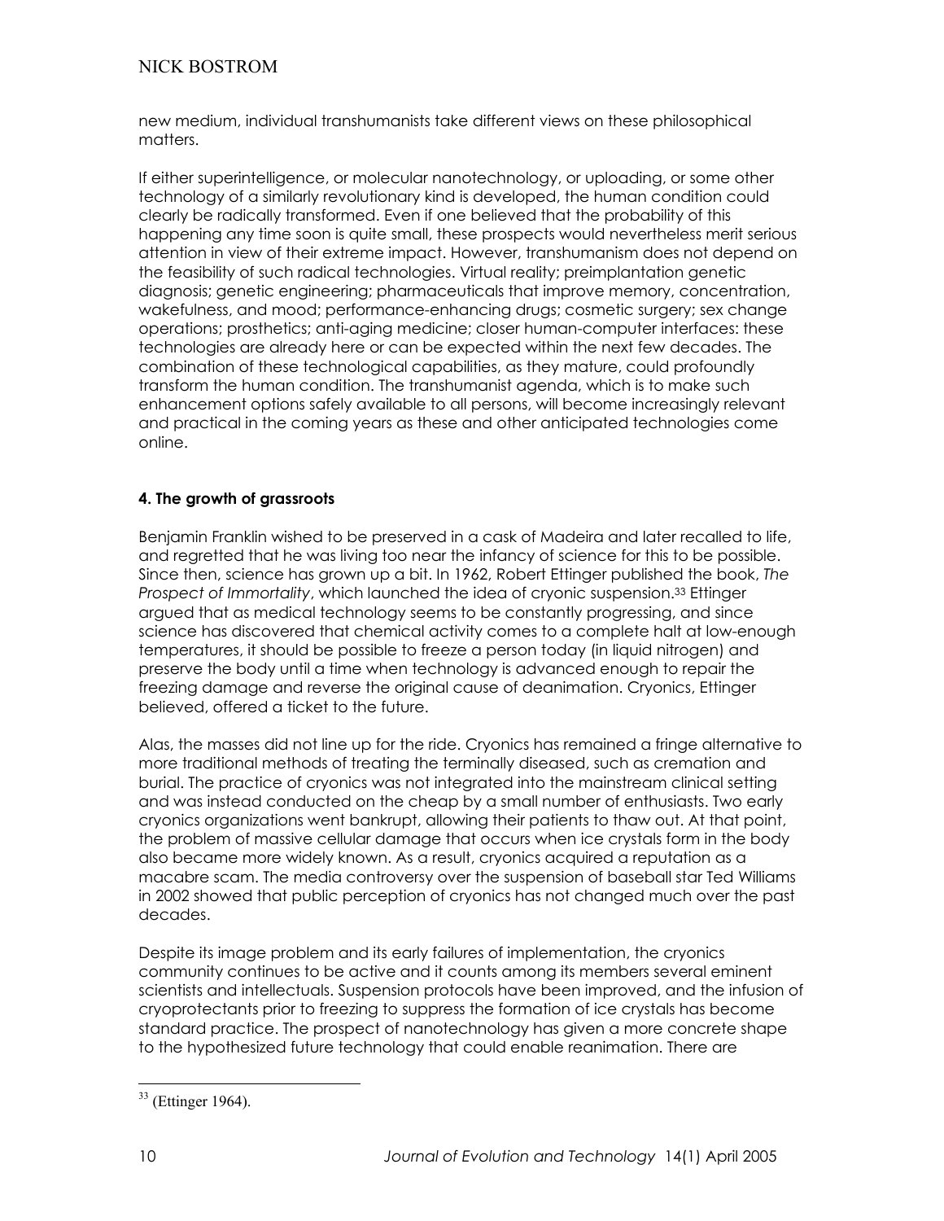new medium, individual transhumanists take different views on these philosophical matters.

If either superintelligence, or molecular nanotechnology, or uploading, or some other technology of a similarly revolutionary kind is developed, the human condition could clearly be radically transformed. Even if one believed that the probability of this happening any time soon is quite small, these prospects would nevertheless merit serious attention in view of their extreme impact. However, transhumanism does not depend on the feasibility of such radical technologies. Virtual reality; preimplantation genetic diagnosis; genetic engineering; pharmaceuticals that improve memory, concentration, wakefulness, and mood; performance-enhancing drugs; cosmetic surgery; sex change operations; prosthetics; anti-aging medicine; closer human-computer interfaces: these technologies are already here or can be expected within the next few decades. The combination of these technological capabilities, as they mature, could profoundly transform the human condition. The transhumanist agenda, which is to make such enhancement options safely available to all persons, will become increasingly relevant and practical in the coming years as these and other anticipated technologies come online.

#### 4. The growth of grassroots

Benjamin Franklin wished to be preserved in a cask of Madeira and later recalled to life, and regretted that he was living too near the infancy of science for this to be possible. Since then, science has grown up a bit. In 1962, Robert Ettinger published the book, *The Prospect of Immortality*, which launched the idea of cryonic suspension.[33] Ettinger argued that as medical technology seems to be constantly progressing, and since science has discovered that chemical activity comes to a complete halt at low-enough temperatures, it should be possible to freeze a person today (in liquid nitrogen) and preserve the body until a time when technology is advanced enough to repair the freezing damage and reverse the original cause of deanimation. Cryonics, Ettinger believed, offered a ticket to the future.

Alas, the masses did not line up for the ride. Cryonics has remained a fringe alternative to more traditional methods of treating the terminally diseased, such as cremation and burial. The practice of cryonics was not integrated into the mainstream clinical setting and was instead conducted on the cheap by a small number of enthusiasts. Two early cryonics organizations went bankrupt, allowing their patients to thaw out. At that point, the problem of massive cellular damage that occurs when ice crystals form in the body also became more widely known. As a result, cryonics acquired a reputation as a macabre scam. The media controversy over the suspension of baseball star Ted Williams in 2002 showed that public perception of cryonics has not changed much over the past decades.

Despite its image problem and its early failures of implementation, the cryonics community continues to be active and it counts among its members several eminent scientists and intellectuals. Suspension protocols have been improved, and the infusion of cryoprotectants prior to freezing to suppress the formation of ice crystals has become standard practice. The prospect of nanotechnology has given a more concrete shape to the hypothesized future technology that could enable reanimation. There are

[33] (Ettinger 1964).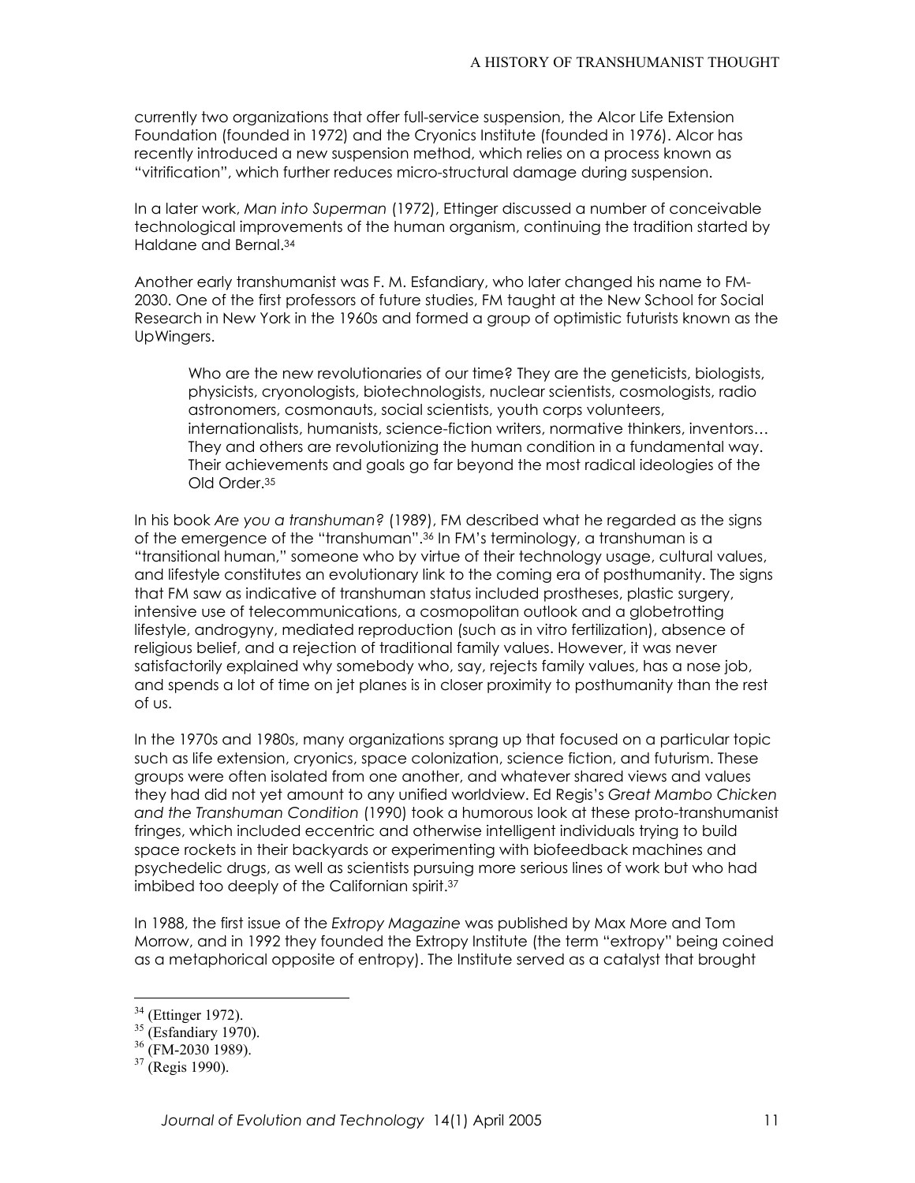currently two organizations that offer full-service suspension, the Alcor Life Extension Foundation (founded in 1972) and the Cryonics Institute (founded in 1976). Alcor has recently introduced a new suspension method, which relies on a process known as "vitrification", which further reduces micro-structural damage during suspension.

In a later work, *Man into Superman* (1972), Ettinger discussed a number of conceivable technological improvements of the human organism, continuing the tradition started by Haldane and Bernal.[34]

Another early transhumanist was F. M. Esfandiary, who later changed his name to FM-2030. One of the first professors of future studies, FM taught at the New School for Social Research in New York in the 1960s and formed a group of optimistic futurists known as the UpWingers.

> Who are the new revolutionaries of our time? They are the geneticists, biologists, physicists, cryonologists, biotechnologists, nuclear scientists, cosmologists, radio astronomers, cosmonauts, social scientists, youth corps volunteers, internationalists, humanists, science-fiction writers, normative thinkers, inventors… They and others are revolutionizing the human condition in a fundamental way. Their achievements and goals go far beyond the most radical ideologies of the Old Order.[35]

In his book *Are you a transhuman?* (1989), FM described what he regarded as the signs of the emergence of the "transhuman".[36] In FM's terminology, a transhuman is a "transitional human," someone who by virtue of their technology usage, cultural values, and lifestyle constitutes an evolutionary link to the coming era of posthumanity. The signs that FM saw as indicative of transhuman status included prostheses, plastic surgery, intensive use of telecommunications, a cosmopolitan outlook and a globetrotting lifestyle, androgyny, mediated reproduction (such as in vitro fertilization), absence of religious belief, and a rejection of traditional family values. However, it was never satisfactorily explained why somebody who, say, rejects family values, has a nose job, and spends a lot of time on jet planes is in closer proximity to posthumanity than the rest of us.

In the 1970s and 1980s, many organizations sprang up that focused on a particular topic such as life extension, cryonics, space colonization, science fiction, and futurism. These groups were often isolated from one another, and whatever shared views and values they had did not yet amount to any unified worldview. Ed Regis's *Great Mambo Chicken and the Transhuman Condition* (1990) took a humorous look at these proto-transhumanist fringes, which included eccentric and otherwise intelligent individuals trying to build space rockets in their backyards or experimenting with biofeedback machines and psychedelic drugs, as well as scientists pursuing more serious lines of work but who had imbibed too deeply of the Californian spirit.[37]

In 1988, the first issue of the *Extropy Magazine* was published by Max More and Tom Morrow, and in 1992 they founded the Extropy Institute (the term "extropy" being coined as a metaphorical opposite of entropy). The Institute served as a catalyst that brought

---

[34] (Ettinger 1972).

[35] (Esfandiary 1970).

[36] (FM-2030 1989).

[37] (Regis 1990).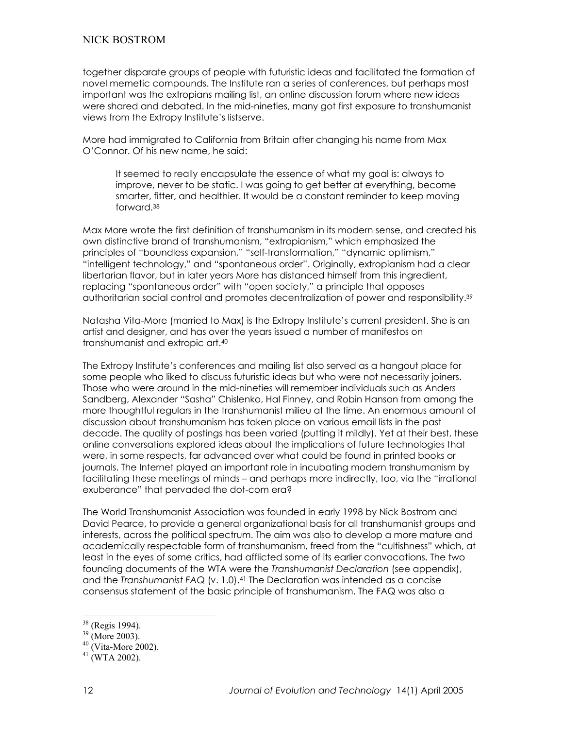together disparate groups of people with futuristic ideas and facilitated the formation of novel memetic compounds. The Institute ran a series of conferences, but perhaps most important was the extropians mailing list, an online discussion forum where new ideas were shared and debated. In the mid-nineties, many got first exposure to transhumanist views from the Extropy Institute's listserve.

More had immigrated to California from Britain after changing his name from Max O'Connor. Of his new name, he said:

> It seemed to really encapsulate the essence of what my goal is: always to improve, never to be static. I was going to get better at everything, become smarter, fitter, and healthier. It would be a constant reminder to keep moving forward.[38]

Max More wrote the first definition of transhumanism in its modern sense, and created his own distinctive brand of transhumanism, "extropianism," which emphasized the principles of "boundless expansion," "self-transformation," "dynamic optimism," "intelligent technology," and "spontaneous order". Originally, extropianism had a clear libertarian flavor, but in later years More has distanced himself from this ingredient, replacing "spontaneous order" with "open society," a principle that opposes authoritarian social control and promotes decentralization of power and responsibility.[39]

Natasha Vita-More (married to Max) is the Extropy Institute's current president. She is an artist and designer, and has over the years issued a number of manifestos on transhumanist and extropic art.[40]

The Extropy Institute's conferences and mailing list also served as a hangout place for some people who liked to discuss futuristic ideas but who were not necessarily joiners. Those who were around in the mid-nineties will remember individuals such as Anders Sandberg, Alexander "Sasha" Chislenko, Hal Finney, and Robin Hanson from among the more thoughtful regulars in the transhumanist milieu at the time. An enormous amount of discussion about transhumanism has taken place on various email lists in the past decade. The quality of postings has been varied (putting it mildly). Yet at their best, these online conversations explored ideas about the implications of future technologies that were, in some respects, far advanced over what could be found in printed books or journals. The Internet played an important role in incubating modern transhumanism by facilitating these meetings of minds – and perhaps more indirectly, too, via the "irrational exuberance" that pervaded the dot-com era?

The World Transhumanist Association was founded in early 1998 by Nick Bostrom and David Pearce, to provide a general organizational basis for all transhumanist groups and interests, across the political spectrum. The aim was also to develop a more mature and academically respectable form of transhumanism, freed from the "cultishness" which, at least in the eyes of some critics, had afflicted some of its earlier convocations. The two founding documents of the WTA were the *Transhumanist Declaration* (see appendix), and the *Transhumanist FAQ* (v. 1.0).[41] The Declaration was intended as a concise consensus statement of the basic principle of transhumanism. The FAQ was also a

---

[38] (Regis 1994).

[39] (More 2003).

[40] (Vita-More 2002).

[41] (WTA 2002).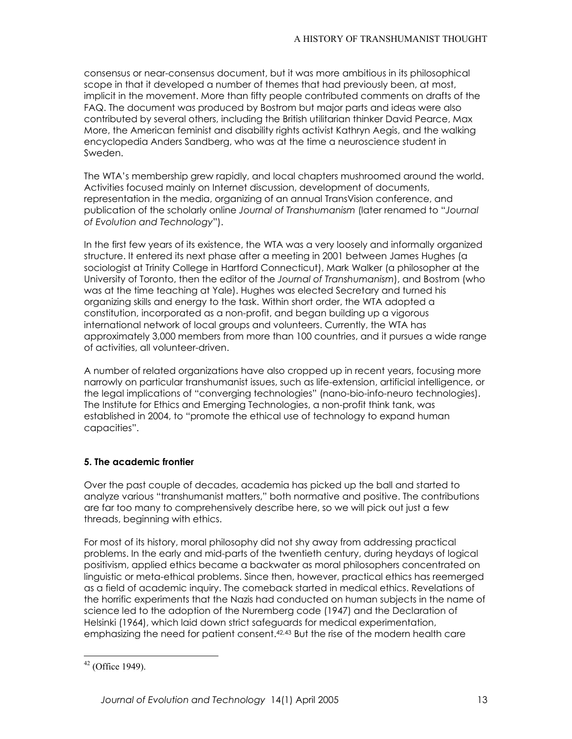consensus or near-consensus document, but it was more ambitious in its philosophical scope in that it developed a number of themes that had previously been, at most, implicit in the movement. More than fifty people contributed comments on drafts of the FAQ. The document was produced by Bostrom but major parts and ideas were also contributed by several others, including the British utilitarian thinker David Pearce, Max More, the American feminist and disability rights activist Kathryn Aegis, and the walking encyclopedia Anders Sandberg, who was at the time a neuroscience student in Sweden.

The WTA's membership grew rapidly, and local chapters mushroomed around the world. Activities focused mainly on Internet discussion, development of documents, representation in the media, organizing of an annual TransVision conference, and publication of the scholarly online *Journal of Transhumanism* (later renamed to "*Journal of Evolution and Technology*").

In the first few years of its existence, the WTA was a very loosely and informally organized structure. It entered its next phase after a meeting in 2001 between James Hughes (a sociologist at Trinity College in Hartford Connecticut), Mark Walker (a philosopher at the University of Toronto, then the editor of the *Journal of Transhumanism*), and Bostrom (who was at the time teaching at Yale). Hughes was elected Secretary and turned his organizing skills and energy to the task. Within short order, the WTA adopted a constitution, incorporated as a non-profit, and began building up a vigorous international network of local groups and volunteers. Currently, the WTA has approximately 3,000 members from more than 100 countries, and it pursues a wide range of activities, all volunteer-driven.

A number of related organizations have also cropped up in recent years, focusing more narrowly on particular transhumanist issues, such as life-extension, artificial intelligence, or the legal implications of "converging technologies" (nano-bio-info-neuro technologies). The Institute for Ethics and Emerging Technologies, a non-profit think tank, was established in 2004, to "promote the ethical use of technology to expand human capacities".

## 5. The academic frontier

Over the past couple of decades, academia has picked up the ball and started to analyze various "transhumanist matters," both normative and positive. The contributions are far too many to comprehensively describe here, so we will pick out just a few threads, beginning with ethics.

For most of its history, moral philosophy did not shy away from addressing practical problems. In the early and mid-parts of the twentieth century, during heydays of logical positivism, applied ethics became a backwater as moral philosophers concentrated on linguistic or meta-ethical problems. Since then, however, practical ethics has reemerged as a field of academic inquiry. The comeback started in medical ethics. Revelations of the horrific experiments that the Nazis had conducted on human subjects in the name of science led to the adoption of the Nuremberg code (1947) and the Declaration of Helsinki (1964), which laid down strict safeguards for medical experimentation, emphasizing the need for patient consent.[42,43] But the rise of the modern health care

---

[42] (Office 1949).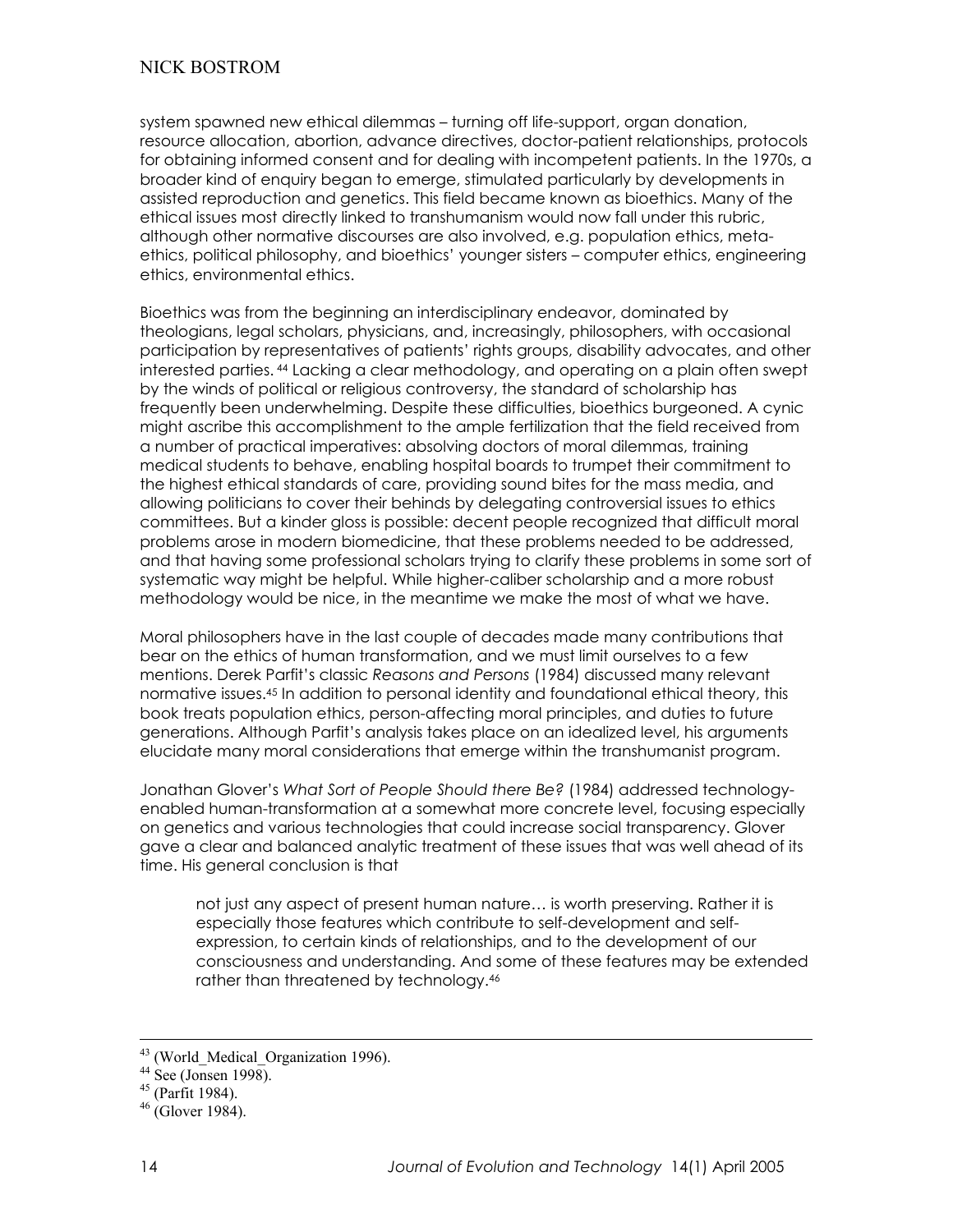system spawned new ethical dilemmas – turning off life-support, organ donation, resource allocation, abortion, advance directives, doctor-patient relationships, protocols for obtaining informed consent and for dealing with incompetent patients. In the 1970s, a broader kind of enquiry began to emerge, stimulated particularly by developments in assisted reproduction and genetics. This field became known as bioethics. Many of the ethical issues most directly linked to transhumanism would now fall under this rubric, although other normative discourses are also involved, e.g. population ethics, meta-ethics, political philosophy, and bioethics' younger sisters – computer ethics, engineering ethics, environmental ethics.

Bioethics was from the beginning an interdisciplinary endeavor, dominated by theologians, legal scholars, physicians, and, increasingly, philosophers, with occasional participation by representatives of patients' rights groups, disability advocates, and other interested parties. [44] Lacking a clear methodology, and operating on a plain often swept by the winds of political or religious controversy, the standard of scholarship has frequently been underwhelming. Despite these difficulties, bioethics burgeoned. A cynic might ascribe this accomplishment to the ample fertilization that the field received from a number of practical imperatives: absolving doctors of moral dilemmas, training medical students to behave, enabling hospital boards to trumpet their commitment to the highest ethical standards of care, providing sound bites for the mass media, and allowing politicians to cover their behinds by delegating controversial issues to ethics committees. But a kinder gloss is possible: decent people recognized that difficult moral problems arose in modern biomedicine, that these problems needed to be addressed, and that having some professional scholars trying to clarify these problems in some sort of systematic way might be helpful. While higher-caliber scholarship and a more robust methodology would be nice, in the meantime we make the most of what we have.

Moral philosophers have in the last couple of decades made many contributions that bear on the ethics of human transformation, and we must limit ourselves to a few mentions. Derek Parfit's classic *Reasons and Persons* (1984) discussed many relevant normative issues.[45] In addition to personal identity and foundational ethical theory, this book treats population ethics, person-affecting moral principles, and duties to future generations. Although Parfit's analysis takes place on an idealized level, his arguments elucidate many moral considerations that emerge within the transhumanist program.

Jonathan Glover's *What Sort of People Should there Be?* (1984) addressed technology-enabled human-transformation at a somewhat more concrete level, focusing especially on genetics and various technologies that could increase social transparency. Glover gave a clear and balanced analytic treatment of these issues that was well ahead of its time. His general conclusion is that

> not just any aspect of present human nature… is worth preserving. Rather it is especially those features which contribute to self-development and self-expression, to certain kinds of relationships, and to the development of our consciousness and understanding. And some of these features may be extended rather than threatened by technology.[46]

---

[43] (World_Medical_Organization 1996).

[44] See (Jonsen 1998).

[45] (Parfit 1984).

[46] (Glover 1984).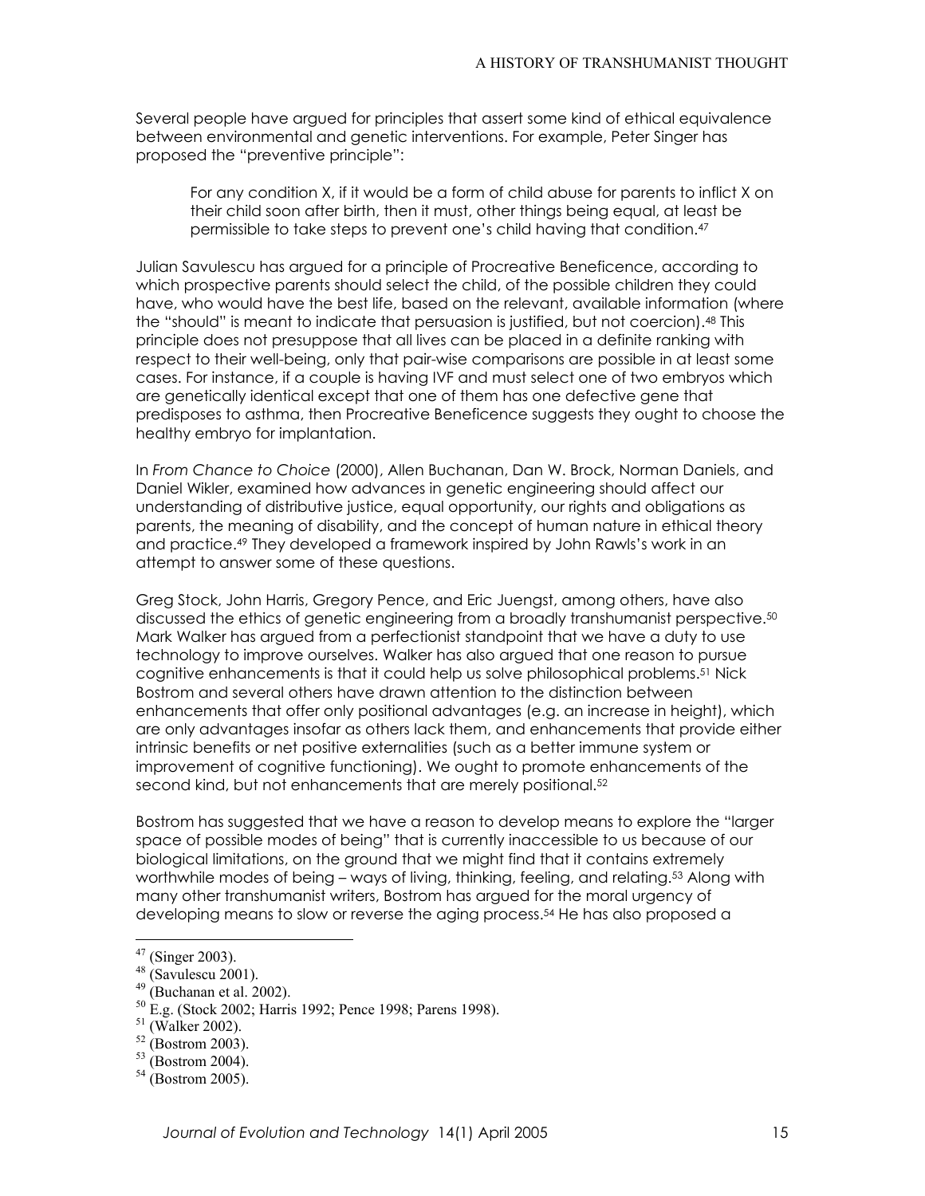Several people have argued for principles that assert some kind of ethical equivalence between environmental and genetic interventions. For example, Peter Singer has proposed the "preventive principle":

> For any condition X, if it would be a form of child abuse for parents to inflict X on their child soon after birth, then it must, other things being equal, at least be permissible to take steps to prevent one's child having that condition.[47]

Julian Savulescu has argued for a principle of Procreative Beneficence, according to which prospective parents should select the child, of the possible children they could have, who would have the best life, based on the relevant, available information (where the "should" is meant to indicate that persuasion is justified, but not coercion).[48] This principle does not presuppose that all lives can be placed in a definite ranking with respect to their well-being, only that pair-wise comparisons are possible in at least some cases. For instance, if a couple is having IVF and must select one of two embryos which are genetically identical except that one of them has one defective gene that predisposes to asthma, then Procreative Beneficence suggests they ought to choose the healthy embryo for implantation.

In *From Chance to Choice* (2000), Allen Buchanan, Dan W. Brock, Norman Daniels, and Daniel Wikler, examined how advances in genetic engineering should affect our understanding of distributive justice, equal opportunity, our rights and obligations as parents, the meaning of disability, and the concept of human nature in ethical theory and practice.[49] They developed a framework inspired by John Rawls's work in an attempt to answer some of these questions.

Greg Stock, John Harris, Gregory Pence, and Eric Juengst, among others, have also discussed the ethics of genetic engineering from a broadly transhumanist perspective.[50] Mark Walker has argued from a perfectionist standpoint that we have a duty to use technology to improve ourselves. Walker has also argued that one reason to pursue cognitive enhancements is that it could help us solve philosophical problems.[51] Nick Bostrom and several others have drawn attention to the distinction between enhancements that offer only positional advantages (e.g. an increase in height), which are only advantages insofar as others lack them, and enhancements that provide either intrinsic benefits or net positive externalities (such as a better immune system or improvement of cognitive functioning). We ought to promote enhancements of the second kind, but not enhancements that are merely positional.[52]

Bostrom has suggested that we have a reason to develop means to explore the "larger space of possible modes of being" that is currently inaccessible to us because of our biological limitations, on the ground that we might find that it contains extremely worthwhile modes of being – ways of living, thinking, feeling, and relating.[53] Along with many other transhumanist writers, Bostrom has argued for the moral urgency of developing means to slow or reverse the aging process.[54] He has also proposed a

---

[47] (Singer 2003).

[48] (Savulescu 2001).

[49] (Buchanan et al. 2002).

[50] E.g. (Stock 2002; Harris 1992; Pence 1998; Parens 1998).

[51] (Walker 2002).

[52] (Bostrom 2003).

[53] (Bostrom 2004).

[54] (Bostrom 2005).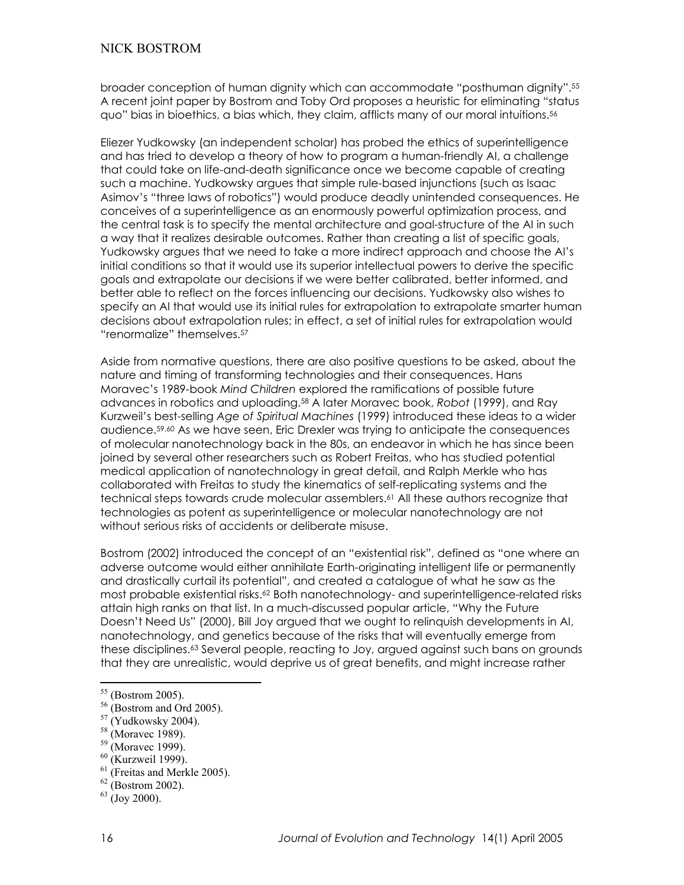broader conception of human dignity which can accommodate "posthuman dignity".[55] A recent joint paper by Bostrom and Toby Ord proposes a heuristic for eliminating "status quo" bias in bioethics, a bias which, they claim, afflicts many of our moral intuitions.[56]

Eliezer Yudkowsky (an independent scholar) has probed the ethics of superintelligence and has tried to develop a theory of how to program a human-friendly AI, a challenge that could take on life-and-death significance once we become capable of creating such a machine. Yudkowsky argues that simple rule-based injunctions (such as Isaac Asimov's "three laws of robotics") would produce deadly unintended consequences. He conceives of a superintelligence as an enormously powerful optimization process, and the central task is to specify the mental architecture and goal-structure of the AI in such a way that it realizes desirable outcomes. Rather than creating a list of specific goals, Yudkowsky argues that we need to take a more indirect approach and choose the AI's initial conditions so that it would use its superior intellectual powers to derive the specific goals and extrapolate our decisions if we were better calibrated, better informed, and better able to reflect on the forces influencing our decisions. Yudkowsky also wishes to specify an AI that would use its initial rules for extrapolation to extrapolate smarter human decisions about extrapolation rules; in effect, a set of initial rules for extrapolation would "renormalize" themselves.[57]

Aside from normative questions, there are also positive questions to be asked, about the nature and timing of transforming technologies and their consequences. Hans Moravec's 1989-book *Mind Children* explored the ramifications of possible future advances in robotics and uploading.[58] A later Moravec book, *Robot* (1999), and Ray Kurzweil's best-selling *Age of Spiritual Machines* (1999) introduced these ideas to a wider audience.[59,60] As we have seen, Eric Drexler was trying to anticipate the consequences of molecular nanotechnology back in the 80s, an endeavor in which he has since been joined by several other researchers such as Robert Freitas, who has studied potential medical application of nanotechnology in great detail, and Ralph Merkle who has collaborated with Freitas to study the kinematics of self-replicating systems and the technical steps towards crude molecular assemblers.[61] All these authors recognize that technologies as potent as superintelligence or molecular nanotechnology are not without serious risks of accidents or deliberate misuse.

Bostrom (2002) introduced the concept of an "existential risk", defined as "one where an adverse outcome would either annihilate Earth-originating intelligent life or permanently and drastically curtail its potential", and created a catalogue of what he saw as the most probable existential risks.[62] Both nanotechnology- and superintelligence-related risks attain high ranks on that list. In a much-discussed popular article, "Why the Future Doesn't Need Us" (2000), Bill Joy argued that we ought to relinquish developments in AI, nanotechnology, and genetics because of the risks that will eventually emerge from these disciplines.[63] Several people, reacting to Joy, argued against such bans on grounds that they are unrealistic, would deprive us of great benefits, and might increase rather

---

[55] (Bostrom 2005).
[56] (Bostrom and Ord 2005).
[57] (Yudkowsky 2004).
[58] (Moravec 1989).
[59] (Moravec 1999).
[60] (Kurzweil 1999).
[61] (Freitas and Merkle 2005).
[62] (Bostrom 2002).
[63] (Joy 2000).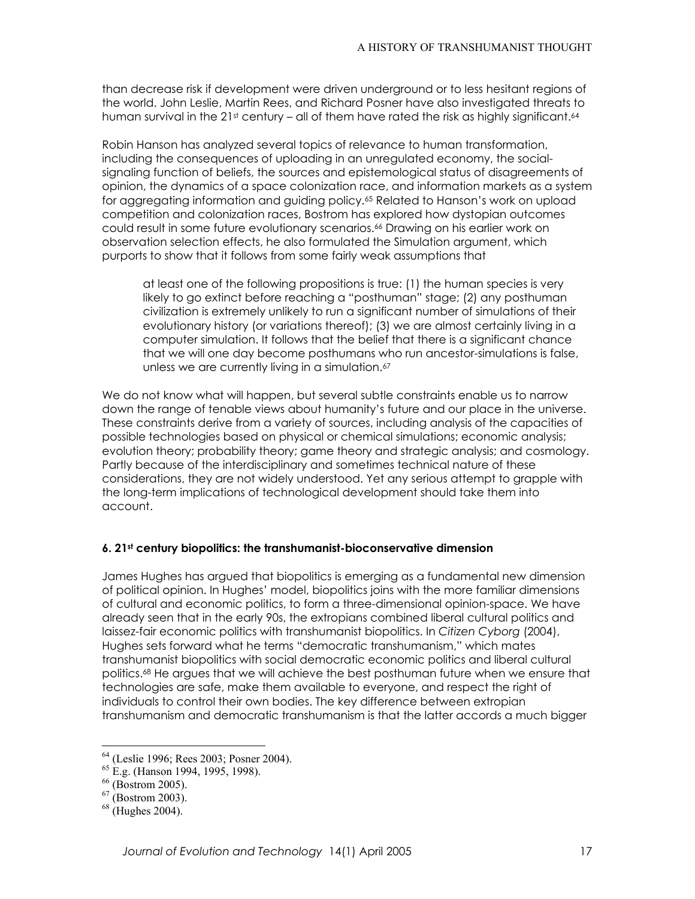than decrease risk if development were driven underground or to less hesitant regions of the world. John Leslie, Martin Rees, and Richard Posner have also investigated threats to human survival in the 21st century – all of them have rated the risk as highly significant.[64]

Robin Hanson has analyzed several topics of relevance to human transformation, including the consequences of uploading in an unregulated economy, the social-signaling function of beliefs, the sources and epistemological status of disagreements of opinion, the dynamics of a space colonization race, and information markets as a system for aggregating information and guiding policy.[65] Related to Hanson's work on upload competition and colonization races, Bostrom has explored how dystopian outcomes could result in some future evolutionary scenarios.[66] Drawing on his earlier work on observation selection effects, he also formulated the Simulation argument, which purports to show that it follows from some fairly weak assumptions that

> at least one of the following propositions is true: (1) the human species is very likely to go extinct before reaching a "posthuman" stage; (2) any posthuman civilization is extremely unlikely to run a significant number of simulations of their evolutionary history (or variations thereof); (3) we are almost certainly living in a computer simulation. It follows that the belief that there is a significant chance that we will one day become posthumans who run ancestor-simulations is false, unless we are currently living in a simulation.[67]

We do not know what will happen, but several subtle constraints enable us to narrow down the range of tenable views about humanity's future and our place in the universe. These constraints derive from a variety of sources, including analysis of the capacities of possible technologies based on physical or chemical simulations; economic analysis; evolution theory; probability theory; game theory and strategic analysis; and cosmology. Partly because of the interdisciplinary and sometimes technical nature of these considerations, they are not widely understood. Yet any serious attempt to grapple with the long-term implications of technological development should take them into account.

### 6. 21st century biopolitics: the transhumanist-bioconservative dimension

James Hughes has argued that biopolitics is emerging as a fundamental new dimension of political opinion. In Hughes' model, biopolitics joins with the more familiar dimensions of cultural and economic politics, to form a three-dimensional opinion-space. We have already seen that in the early 90s, the extropians combined liberal cultural politics and laissez-fair economic politics with transhumanist biopolitics. In *Citizen Cyborg* (2004), Hughes sets forward what he terms "democratic transhumanism," which mates transhumanist biopolitics with social democratic economic politics and liberal cultural politics.[68] He argues that we will achieve the best posthuman future when we ensure that technologies are safe, make them available to everyone, and respect the right of individuals to control their own bodies. The key difference between extropian transhumanism and democratic transhumanism is that the latter accords a much bigger

---

[64] (Leslie 1996; Rees 2003; Posner 2004).

[65] E.g. (Hanson 1994, 1995, 1998).

[66] (Bostrom 2005).

[67] (Bostrom 2003).

[68] (Hughes 2004).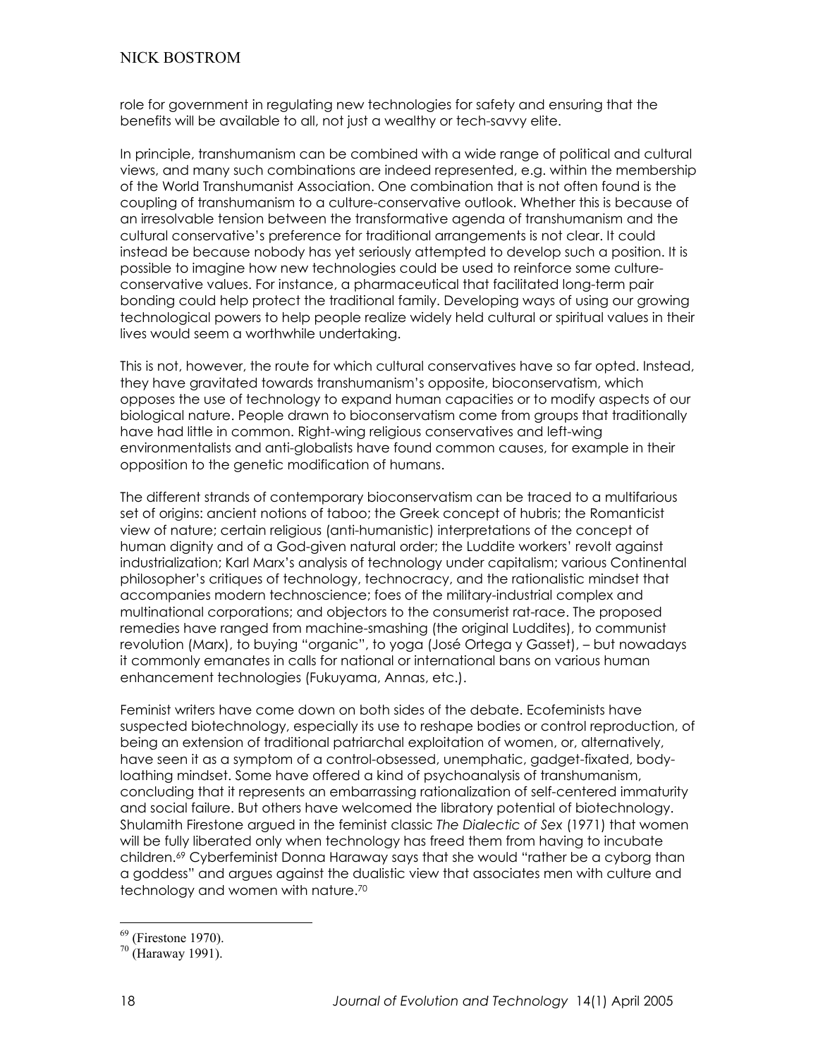role for government in regulating new technologies for safety and ensuring that the benefits will be available to all, not just a wealthy or tech-savvy elite.

In principle, transhumanism can be combined with a wide range of political and cultural views, and many such combinations are indeed represented, e.g. within the membership of the World Transhumanist Association. One combination that is not often found is the coupling of transhumanism to a culture-conservative outlook. Whether this is because of an irresolvable tension between the transformative agenda of transhumanism and the cultural conservative's preference for traditional arrangements is not clear. It could instead be because nobody has yet seriously attempted to develop such a position. It is possible to imagine how new technologies could be used to reinforce some culture-conservative values. For instance, a pharmaceutical that facilitated long-term pair bonding could help protect the traditional family. Developing ways of using our growing technological powers to help people realize widely held cultural or spiritual values in their lives would seem a worthwhile undertaking.

This is not, however, the route for which cultural conservatives have so far opted. Instead, they have gravitated towards transhumanism's opposite, bioconservatism, which opposes the use of technology to expand human capacities or to modify aspects of our biological nature. People drawn to bioconservatism come from groups that traditionally have had little in common. Right-wing religious conservatives and left-wing environmentalists and anti-globalists have found common causes, for example in their opposition to the genetic modification of humans.

The different strands of contemporary bioconservatism can be traced to a multifarious set of origins: ancient notions of taboo; the Greek concept of hubris; the Romanticist view of nature; certain religious (anti-humanistic) interpretations of the concept of human dignity and of a God-given natural order; the Luddite workers' revolt against industrialization; Karl Marx's analysis of technology under capitalism; various Continental philosopher's critiques of technology, technocracy, and the rationalistic mindset that accompanies modern technoscience; foes of the military-industrial complex and multinational corporations; and objectors to the consumerist rat-race. The proposed remedies have ranged from machine-smashing (the original Luddites), to communist revolution (Marx), to buying "organic", to yoga (José Ortega y Gasset), – but nowadays it commonly emanates in calls for national or international bans on various human enhancement technologies (Fukuyama, Annas, etc.).

Feminist writers have come down on both sides of the debate. Ecofeminists have suspected biotechnology, especially its use to reshape bodies or control reproduction, of being an extension of traditional patriarchal exploitation of women, or, alternatively, have seen it as a symptom of a control-obsessed, unemphatic, gadget-fixated, body-loathing mindset. Some have offered a kind of psychoanalysis of transhumanism, concluding that it represents an embarrassing rationalization of self-centered immaturity and social failure. But others have welcomed the libratory potential of biotechnology. Shulamith Firestone argued in the feminist classic *The Dialectic of Sex* (1971) that women will be fully liberated only when technology has freed them from having to incubate children.[69] Cyberfeminist Donna Haraway says that she would "rather be a cyborg than a goddess" and argues against the dualistic view that associates men with culture and technology and women with nature.[70]

---

[69] (Firestone 1970).

[70] (Haraway 1991).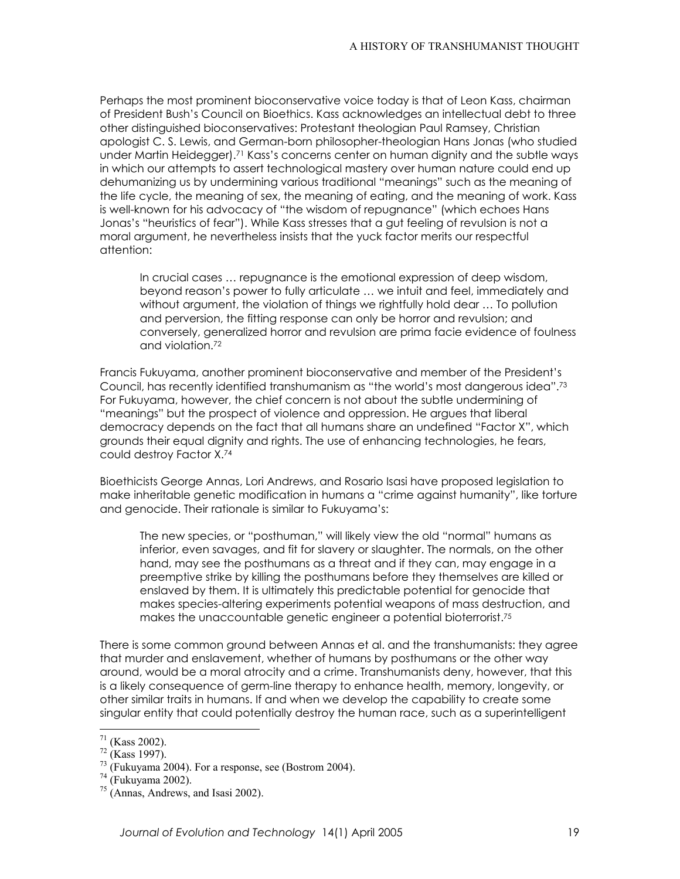Perhaps the most prominent bioconservative voice today is that of Leon Kass, chairman of President Bush's Council on Bioethics. Kass acknowledges an intellectual debt to three other distinguished bioconservatives: Protestant theologian Paul Ramsey, Christian apologist C. S. Lewis, and German-born philosopher-theologian Hans Jonas (who studied under Martin Heidegger).[71] Kass's concerns center on human dignity and the subtle ways in which our attempts to assert technological mastery over human nature could end up dehumanizing us by undermining various traditional "meanings" such as the meaning of the life cycle, the meaning of sex, the meaning of eating, and the meaning of work. Kass is well-known for his advocacy of "the wisdom of repugnance" (which echoes Hans Jonas's "heuristics of fear"). While Kass stresses that a gut feeling of revulsion is not a moral argument, he nevertheless insists that the yuck factor merits our respectful attention:

> In crucial cases … repugnance is the emotional expression of deep wisdom, beyond reason's power to fully articulate … we intuit and feel, immediately and without argument, the violation of things we rightfully hold dear … To pollution and perversion, the fitting response can only be horror and revulsion; and conversely, generalized horror and revulsion are prima facie evidence of foulness and violation.[72]

Francis Fukuyama, another prominent bioconservative and member of the President's Council, has recently identified transhumanism as "the world's most dangerous idea".[73] For Fukuyama, however, the chief concern is not about the subtle undermining of "meanings" but the prospect of violence and oppression. He argues that liberal democracy depends on the fact that all humans share an undefined "Factor X", which grounds their equal dignity and rights. The use of enhancing technologies, he fears, could destroy Factor X.[74]

Bioethicists George Annas, Lori Andrews, and Rosario Isasi have proposed legislation to make inheritable genetic modification in humans a "crime against humanity", like torture and genocide. Their rationale is similar to Fukuyama's:

> The new species, or "posthuman," will likely view the old "normal" humans as inferior, even savages, and fit for slavery or slaughter. The normals, on the other hand, may see the posthumans as a threat and if they can, may engage in a preemptive strike by killing the posthumans before they themselves are killed or enslaved by them. It is ultimately this predictable potential for genocide that makes species-altering experiments potential weapons of mass destruction, and makes the unaccountable genetic engineer a potential bioterrorist.[75]

There is some common ground between Annas et al. and the transhumanists: they agree that murder and enslavement, whether of humans by posthumans or the other way around, would be a moral atrocity and a crime. Transhumanists deny, however, that this is a likely consequence of germ-line therapy to enhance health, memory, longevity, or other similar traits in humans. If and when we develop the capability to create some singular entity that could potentially destroy the human race, such as a superintelligent

---

[71] (Kass 2002).

[72] (Kass 1997).

[73] (Fukuyama 2004). For a response, see (Bostrom 2004).

[74] (Fukuyama 2002).

[75] (Annas, Andrews, and Isasi 2002).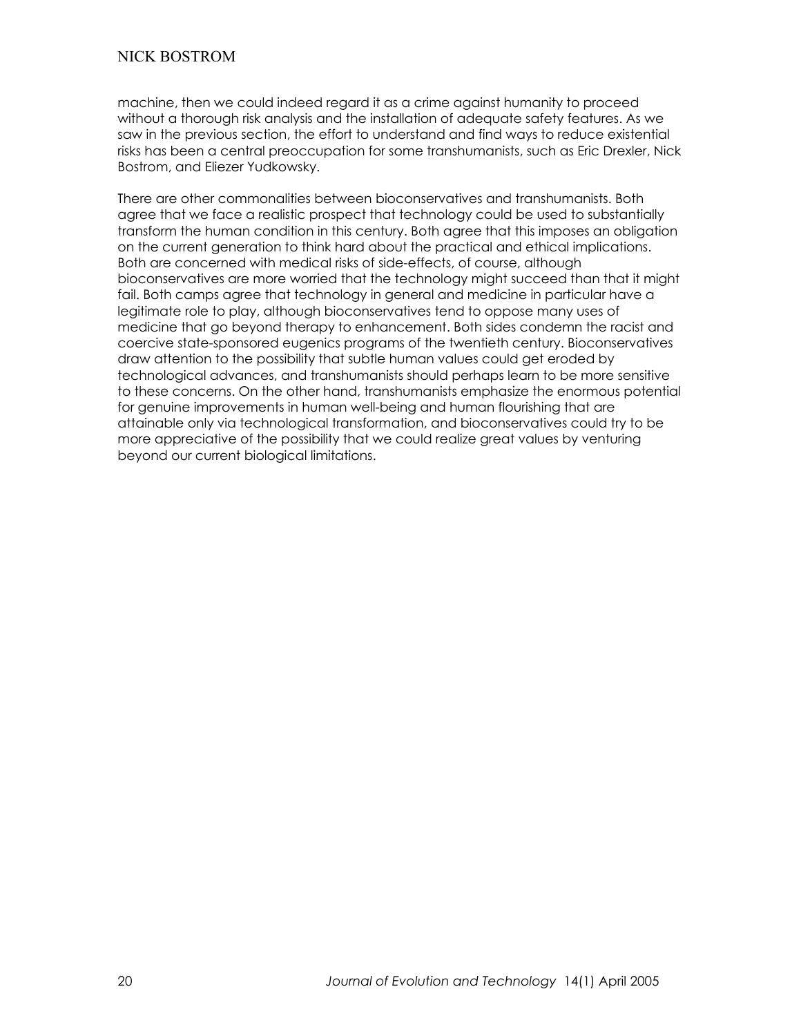machine, then we could indeed regard it as a crime against humanity to proceed without a thorough risk analysis and the installation of adequate safety features. As we saw in the previous section, the effort to understand and find ways to reduce existential risks has been a central preoccupation for some transhumanists, such as Eric Drexler, Nick Bostrom, and Eliezer Yudkowsky.

There are other commonalities between bioconservatives and transhumanists. Both agree that we face a realistic prospect that technology could be used to substantially transform the human condition in this century. Both agree that this imposes an obligation on the current generation to think hard about the practical and ethical implications. Both are concerned with medical risks of side-effects, of course, although bioconservatives are more worried that the technology might succeed than that it might fail. Both camps agree that technology in general and medicine in particular have a legitimate role to play, although bioconservatives tend to oppose many uses of medicine that go beyond therapy to enhancement. Both sides condemn the racist and coercive state-sponsored eugenics programs of the twentieth century. Bioconservatives draw attention to the possibility that subtle human values could get eroded by technological advances, and transhumanists should perhaps learn to be more sensitive to these concerns. On the other hand, transhumanists emphasize the enormous potential for genuine improvements in human well-being and human flourishing that are attainable only via technological transformation, and bioconservatives could try to be more appreciative of the possibility that we could realize great values by venturing beyond our current biological limitations.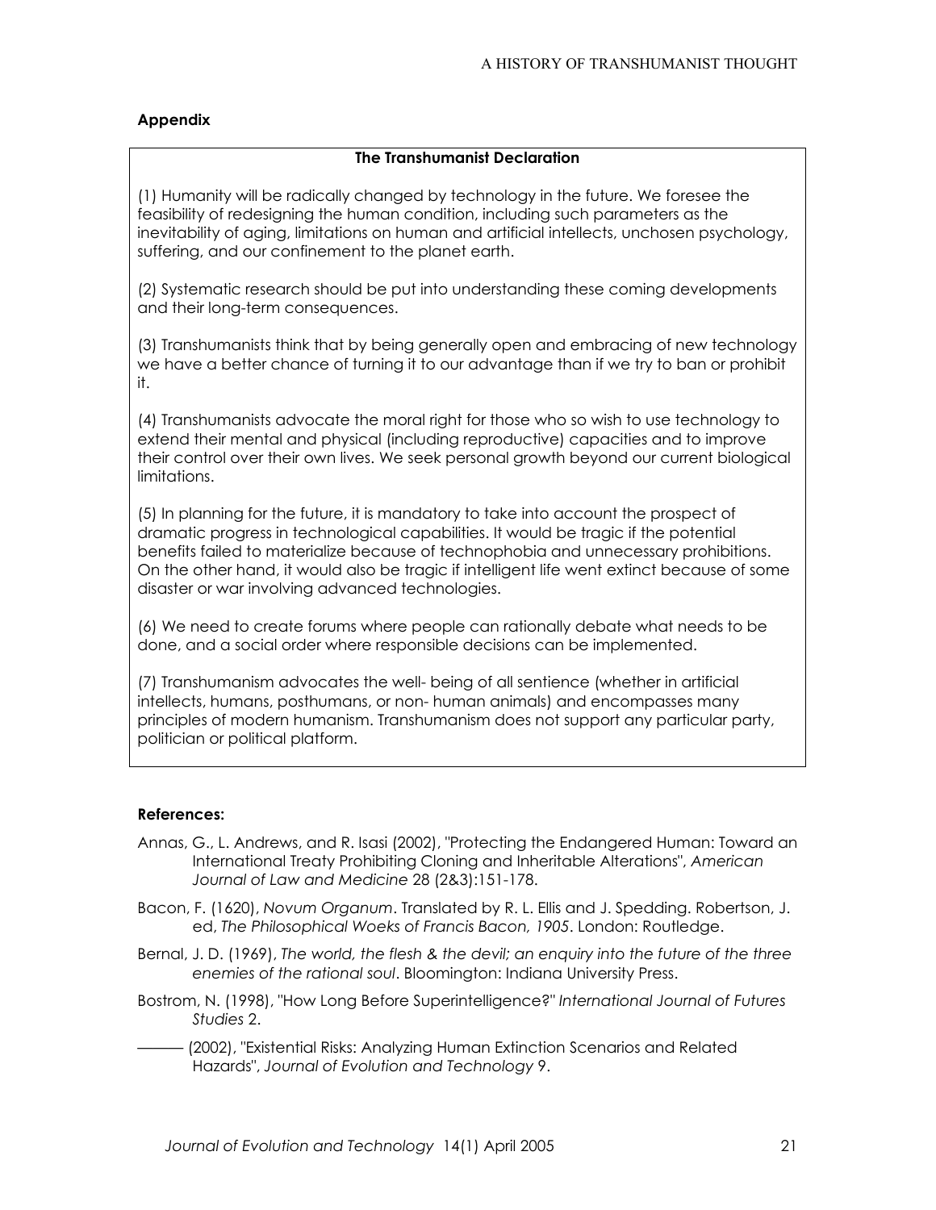### Appendix

**The Transhumanist Declaration**

(1) Humanity will be radically changed by technology in the future. We foresee the feasibility of redesigning the human condition, including such parameters as the inevitability of aging, limitations on human and artificial intellects, unchosen psychology, suffering, and our confinement to the planet earth.

(2) Systematic research should be put into understanding these coming developments and their long-term consequences.

(3) Transhumanists think that by being generally open and embracing of new technology we have a better chance of turning it to our advantage than if we try to ban or prohibit it.

(4) Transhumanists advocate the moral right for those who so wish to use technology to extend their mental and physical (including reproductive) capacities and to improve their control over their own lives. We seek personal growth beyond our current biological limitations.

(5) In planning for the future, it is mandatory to take into account the prospect of dramatic progress in technological capabilities. It would be tragic if the potential benefits failed to materialize because of technophobia and unnecessary prohibitions. On the other hand, it would also be tragic if intelligent life went extinct because of some disaster or war involving advanced technologies.

(6) We need to create forums where people can rationally debate what needs to be done, and a social order where responsible decisions can be implemented.

(7) Transhumanism advocates the well- being of all sentience (whether in artificial intellects, humans, posthumans, or non- human animals) and encompasses many principles of modern humanism. Transhumanism does not support any particular party, politician or political platform.

### References:

Annas, G., L. Andrews, and R. Isasi (2002), "Protecting the Endangered Human: Toward an International Treaty Prohibiting Cloning and Inheritable Alterations", *American Journal of Law and Medicine* 28 (2&3):151-178.

Bacon, F. (1620), *Novum Organum*. Translated by R. L. Ellis and J. Spedding. Robertson, J. ed, *The Philosophical Woeks of Francis Bacon, 1905*. London: Routledge.

Bernal, J. D. (1969), *The world, the flesh & the devil; an enquiry into the future of the three enemies of the rational soul*. Bloomington: Indiana University Press.

Bostrom, N. (1998), "How Long Before Superintelligence?" *International Journal of Futures Studies* 2.

——— (2002), "Existential Risks: Analyzing Human Extinction Scenarios and Related Hazards", *Journal of Evolution and Technology* 9.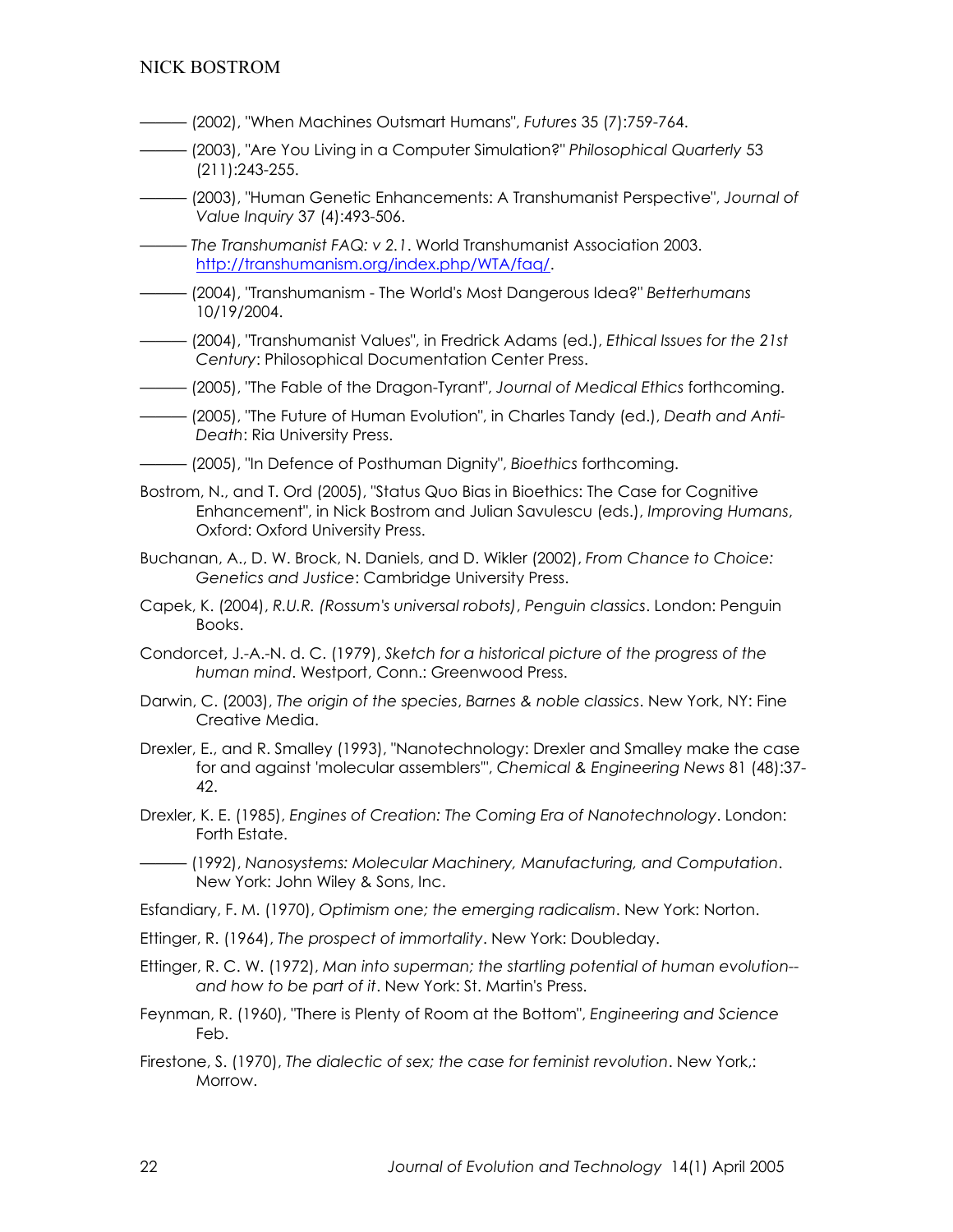——— (2002), "When Machines Outsmart Humans", *Futures* 35 (7):759-764.

——— (2003), "Are You Living in a Computer Simulation?" *Philosophical Quarterly* 53 (211):243-255.

——— (2003), "Human Genetic Enhancements: A Transhumanist Perspective", *Journal of Value Inquiry* 37 (4):493-506.

——— *The Transhumanist FAQ: v 2.1*. World Transhumanist Association 2003. http://transhumanism.org/index.php/WTA/faq/.

——— (2004), "Transhumanism - The World's Most Dangerous Idea?" *Betterhumans* 10/19/2004.

——— (2004), "Transhumanist Values", in Fredrick Adams (ed.), *Ethical Issues for the 21st Century*: Philosophical Documentation Center Press.

——— (2005), "The Fable of the Dragon-Tyrant", *Journal of Medical Ethics* forthcoming.

——— (2005), "The Future of Human Evolution", in Charles Tandy (ed.), *Death and Anti-Death*: Ria University Press.

——— (2005), "In Defence of Posthuman Dignity", *Bioethics* forthcoming.

Bostrom, N., and T. Ord (2005), "Status Quo Bias in Bioethics: The Case for Cognitive Enhancement", in Nick Bostrom and Julian Savulescu (eds.), *Improving Humans*, Oxford: Oxford University Press.

Buchanan, A., D. W. Brock, N. Daniels, and D. Wikler (2002), *From Chance to Choice: Genetics and Justice*: Cambridge University Press.

Capek, K. (2004), *R.U.R. (Rossum's universal robots)*, *Penguin classics*. London: Penguin Books.

Condorcet, J.-A.-N. d. C. (1979), *Sketch for a historical picture of the progress of the human mind*. Westport, Conn.: Greenwood Press.

Darwin, C. (2003), *The origin of the species*, *Barnes & noble classics*. New York, NY: Fine Creative Media.

Drexler, E., and R. Smalley (1993), "Nanotechnology: Drexler and Smalley make the case for and against 'molecular assemblers'", *Chemical & Engineering News* 81 (48):37-42.

Drexler, K. E. (1985), *Engines of Creation: The Coming Era of Nanotechnology*. London: Forth Estate.

——— (1992), *Nanosystems: Molecular Machinery, Manufacturing, and Computation*. New York: John Wiley & Sons, Inc.

Esfandiary, F. M. (1970), *Optimism one; the emerging radicalism*. New York: Norton.

Ettinger, R. (1964), *The prospect of immortality*. New York: Doubleday.

Ettinger, R. C. W. (1972), *Man into superman; the startling potential of human evolution--and how to be part of it*. New York: St. Martin's Press.

Feynman, R. (1960), "There is Plenty of Room at the Bottom", *Engineering and Science* Feb.

Firestone, S. (1970), *The dialectic of sex; the case for feminist revolution*. New York,: Morrow.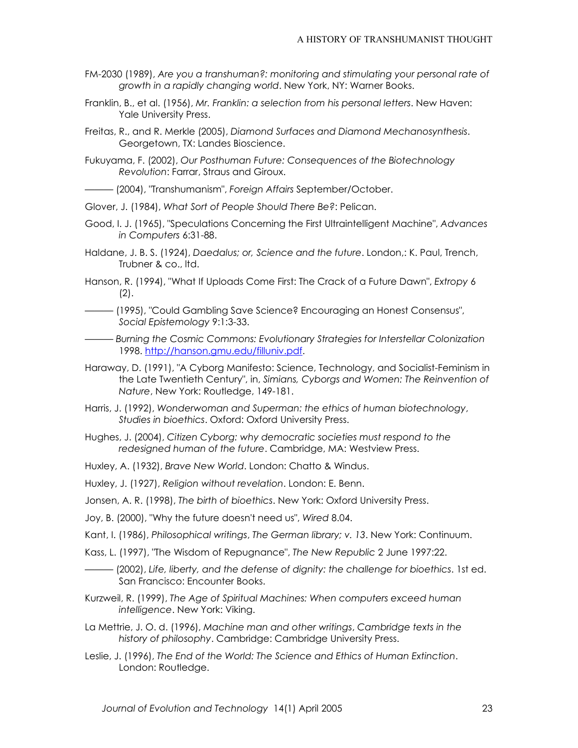FM-2030 (1989), *Are you a transhuman?: monitoring and stimulating your personal rate of growth in a rapidly changing world*. New York, NY: Warner Books.

Franklin, B., et al. (1956), *Mr. Franklin: a selection from his personal letters*. New Haven: Yale University Press.

Freitas, R., and R. Merkle (2005), *Diamond Surfaces and Diamond Mechanosynthesis*. Georgetown, TX: Landes Bioscience.

Fukuyama, F. (2002), *Our Posthuman Future: Consequences of the Biotechnology Revolution*: Farrar, Straus and Giroux.

——— (2004), "Transhumanism", *Foreign Affairs* September/October.

Glover, J. (1984), *What Sort of People Should There Be?*: Pelican.

Good, I. J. (1965), "Speculations Concerning the First Ultraintelligent Machine", *Advances in Computers* 6:31-88.

Haldane, J. B. S. (1924), *Daedalus; or, Science and the future*. London,: K. Paul, Trench, Trubner & co., ltd.

Hanson, R. (1994), "What If Uploads Come First: The Crack of a Future Dawn", *Extropy* 6 (2).

——— (1995), "Could Gambling Save Science? Encouraging an Honest Consensus", *Social Epistemology* 9:1:3-33.

——— *Burning the Cosmic Commons: Evolutionary Strategies for Interstellar Colonization* 1998. http://hanson.gmu.edu/filluniv.pdf.

Haraway, D. (1991), "A Cyborg Manifesto: Science, Technology, and Socialist-Feminism in the Late Twentieth Century", in, *Simians, Cyborgs and Women: The Reinvention of Nature*, New York: Routledge, 149-181.

Harris, J. (1992), *Wonderwoman and Superman: the ethics of human biotechnology*, *Studies in bioethics*. Oxford: Oxford University Press.

Hughes, J. (2004), *Citizen Cyborg: why democratic societies must respond to the redesigned human of the future*. Cambridge, MA: Westview Press.

Huxley, A. (1932), *Brave New World*. London: Chatto & Windus.

Huxley, J. (1927), *Religion without revelation*. London: E. Benn.

Jonsen, A. R. (1998), *The birth of bioethics*. New York: Oxford University Press.

Joy, B. (2000), "Why the future doesn't need us", *Wired* 8.04.

Kant, I. (1986), *Philosophical writings*, *The German library; v. 13*. New York: Continuum.

Kass, L. (1997), "The Wisdom of Repugnance", *The New Republic* 2 June 1997:22.

——— (2002), *Life, liberty, and the defense of dignity: the challenge for bioethics*. 1st ed. San Francisco: Encounter Books.

Kurzweil, R. (1999), *The Age of Spiritual Machines: When computers exceed human intelligence*. New York: Viking.

La Mettrie, J. O. d. (1996), *Machine man and other writings*, *Cambridge texts in the history of philosophy*. Cambridge: Cambridge University Press.

Leslie, J. (1996), *The End of the World: The Science and Ethics of Human Extinction*. London: Routledge.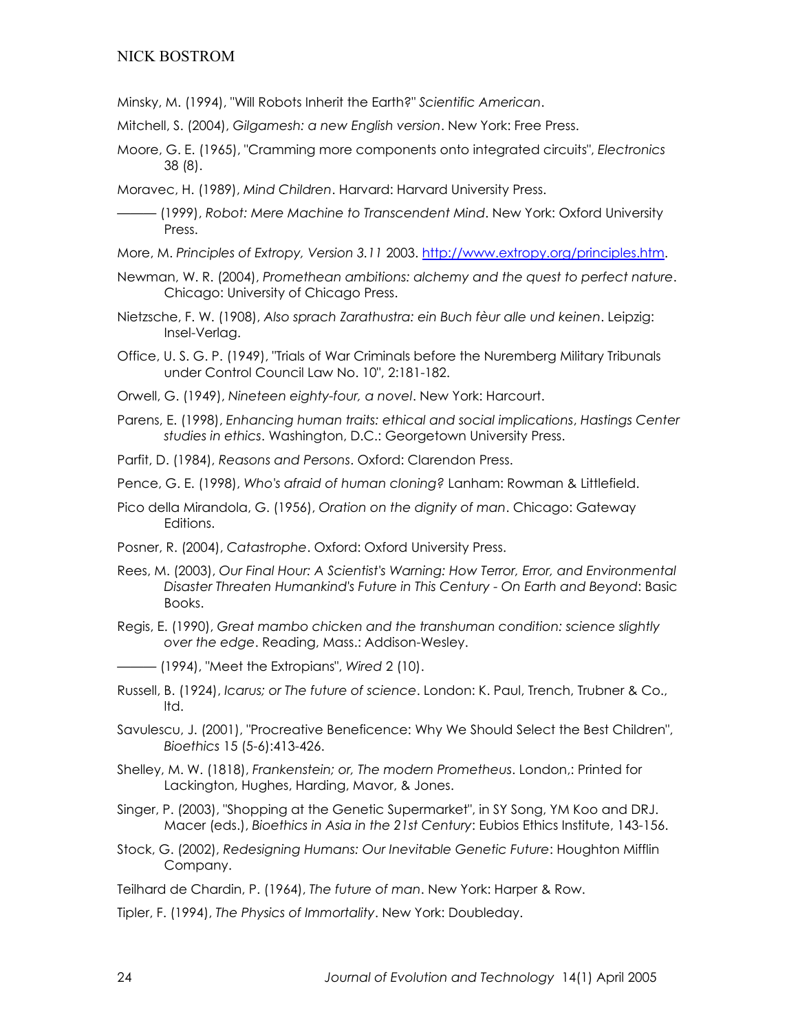Minsky, M. (1994), "Will Robots Inherit the Earth?" *Scientific American*.

Mitchell, S. (2004), *Gilgamesh: a new English version*. New York: Free Press.

Moore, G. E. (1965), "Cramming more components onto integrated circuits", *Electronics* 38 (8).

Moravec, H. (1989), *Mind Children*. Harvard: Harvard University Press.

——— (1999), *Robot: Mere Machine to Transcendent Mind*. New York: Oxford University Press.

More, M. *Principles of Extropy, Version 3.11* 2003. [http://www.extropy.org/principles.htm](http://www.extropy.org/principles.htm).

Newman, W. R. (2004), *Promethean ambitions: alchemy and the quest to perfect nature*. Chicago: University of Chicago Press.

Nietzsche, F. W. (1908), *Also sprach Zarathustra: ein Buch fèur alle und keinen*. Leipzig: Insel-Verlag.

Office, U. S. G. P. (1949), "Trials of War Criminals before the Nuremberg Military Tribunals under Control Council Law No. 10", 2:181-182.

Orwell, G. (1949), *Nineteen eighty-four, a novel*. New York: Harcourt.

Parens, E. (1998), *Enhancing human traits: ethical and social implications*, *Hastings Center studies in ethics*. Washington, D.C.: Georgetown University Press.

Parfit, D. (1984), *Reasons and Persons*. Oxford: Clarendon Press.

Pence, G. E. (1998), *Who's afraid of human cloning?* Lanham: Rowman & Littlefield.

Pico della Mirandola, G. (1956), *Oration on the dignity of man*. Chicago: Gateway Editions.

Posner, R. (2004), *Catastrophe*. Oxford: Oxford University Press.

Rees, M. (2003), *Our Final Hour: A Scientist's Warning: How Terror, Error, and Environmental Disaster Threaten Humankind's Future in This Century - On Earth and Beyond*: Basic Books.

Regis, E. (1990), *Great mambo chicken and the transhuman condition: science slightly over the edge*. Reading, Mass.: Addison-Wesley.

——— (1994), "Meet the Extropians", *Wired* 2 (10).

Russell, B. (1924), *Icarus; or The future of science*. London: K. Paul, Trench, Trubner & Co., ltd.

Savulescu, J. (2001), "Procreative Beneficence: Why We Should Select the Best Children", *Bioethics* 15 (5-6):413-426.

Shelley, M. W. (1818), *Frankenstein; or, The modern Prometheus*. London,: Printed for Lackington, Hughes, Harding, Mavor, & Jones.

Singer, P. (2003), "Shopping at the Genetic Supermarket", in SY Song, YM Koo and DRJ. Macer (eds.), *Bioethics in Asia in the 21st Century*: Eubios Ethics Institute, 143-156.

Stock, G. (2002), *Redesigning Humans: Our Inevitable Genetic Future*: Houghton Mifflin Company.

Teilhard de Chardin, P. (1964), *The future of man*. New York: Harper & Row.

Tipler, F. (1994), *The Physics of Immortality*. New York: Doubleday.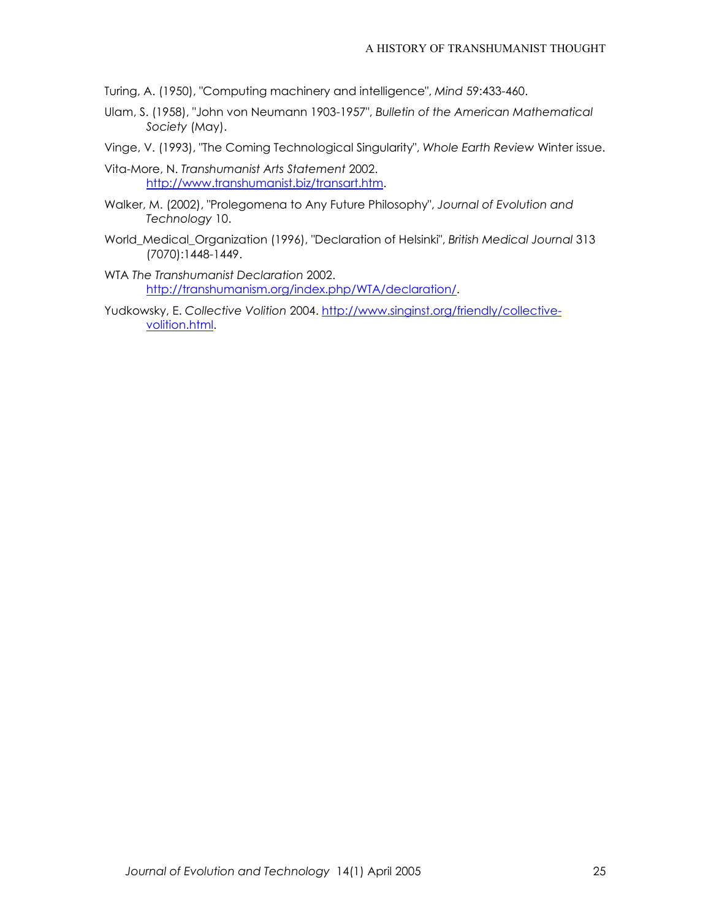Turing, A. (1950), "Computing machinery and intelligence", *Mind* 59:433-460.

Ulam, S. (1958), "John von Neumann 1903-1957", *Bulletin of the American Mathematical Society* (May).

Vinge, V. (1993), "The Coming Technological Singularity", *Whole Earth Review* Winter issue.

Vita-More, N. *Transhumanist Arts Statement* 2002. [http://www.transhumanist.biz/transart.htm](http://www.transhumanist.biz/transart.htm).

Walker, M. (2002), "Prolegomena to Any Future Philosophy", *Journal of Evolution and Technology* 10.

World_Medical_Organization (1996), "Declaration of Helsinki", *British Medical Journal* 313 (7070):1448-1449.

WTA *The Transhumanist Declaration* 2002. [http://transhumanism.org/index.php/WTA/declaration/](http://transhumanism.org/index.php/WTA/declaration/).

Yudkowsky, E. *Collective Volition* 2004. [http://www.singinst.org/friendly/collective-volition.html](http://www.singinst.org/friendly/collective-volition.html).